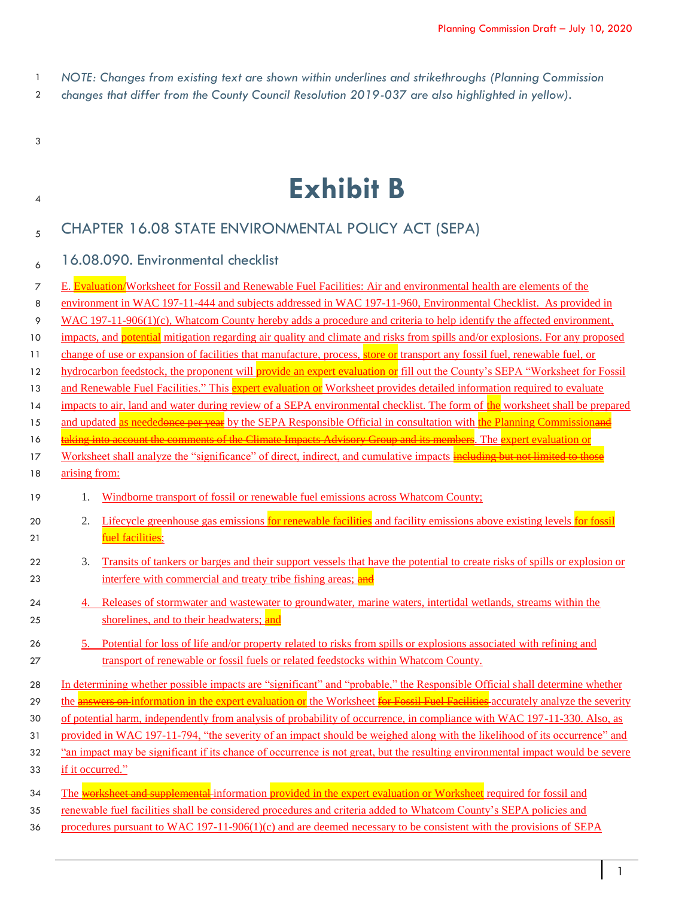*NOTE: Changes from existing text are shown within underlines and strikethroughs (Planning Commission changes that differ from the County Council Resolution 2019-037 are also highlighted in yellow).*

# Exhibit B

## CHAPTER 16.08 STATE ENVIRONMENTAL POLICY ACT (SEPA)

### 16.08.090. Environmental checklist

E. Evaluation/Worksheet for Fossil and Renewable Fuel Facilities: Air and environmental health are elements of the environment in WAC 197-11-444 and subjects addressed in WAC 197-11-960, Environmental Checklist. As provided in WAC 197-11-906(1)(c), Whatcom County hereby adds a procedure and criteria to help identify the affected environment, impacts, and potential mitigation regarding air quality and climate and risks from spills and/or explosions. For any proposed change of use or expansion of facilities that manufacture, process, store or transport any fossil fuel, renewable fuel, or hydrocarbon feedstock, the proponent will provide an expert evaluation or fill out the County's SEPA "Worksheet for Fossil and Renewable Fuel Facilities." This expert evaluation or Worksheet provides detailed information required to evaluate impacts to air, land and water during review of a SEPA environmental checklist. The form of the worksheet shall be prepared and updated as needed~~once per year~~ by the SEPA Responsible Official in consultation with the Planning Commission~~and taking into account the comments of the Climate Impacts Advisory Group and its members~~. The expert evaluation or Worksheet shall analyze the "significance" of direct, indirect, and cumulative impacts ~~including but not limited to those~~ arising from:

1. Windborne transport of fossil or renewable fuel emissions across Whatcom County;
2. Lifecycle greenhouse gas emissions for renewable facilities and facility emissions above existing levels for fossil fuel facilities;
3. Transits of tankers or barges and their support vessels that have the potential to create risks of spills or explosion or interfere with commercial and treaty tribe fishing areas; ~~and~~
4. Releases of stormwater and wastewater to groundwater, marine waters, intertidal wetlands, streams within the shorelines, and to their headwaters; and
5. Potential for loss of life and/or property related to risks from spills or explosions associated with refining and transport of renewable or fossil fuels or related feedstocks within Whatcom County.

In determining whether possible impacts are "significant" and "probable," the Responsible Official shall determine whether the ~~answers on~~ information in the expert evaluation or the Worksheet ~~for Fossil Fuel Facilities~~ accurately analyze the severity of potential harm, independently from analysis of probability of occurrence, in compliance with WAC 197-11-330. Also, as provided in WAC 197-11-794, "the severity of an impact should be weighed along with the likelihood of its occurrence" and "an impact may be significant if its chance of occurrence is not great, but the resulting environmental impact would be severe if it occurred."

The ~~worksheet and supplemental~~ information provided in the expert evaluation or Worksheet required for fossil and renewable fuel facilities shall be considered procedures and criteria added to Whatcom County's SEPA policies and procedures pursuant to WAC 197-11-906(1)(c) and are deemed necessary to be consistent with the provisions of SEPA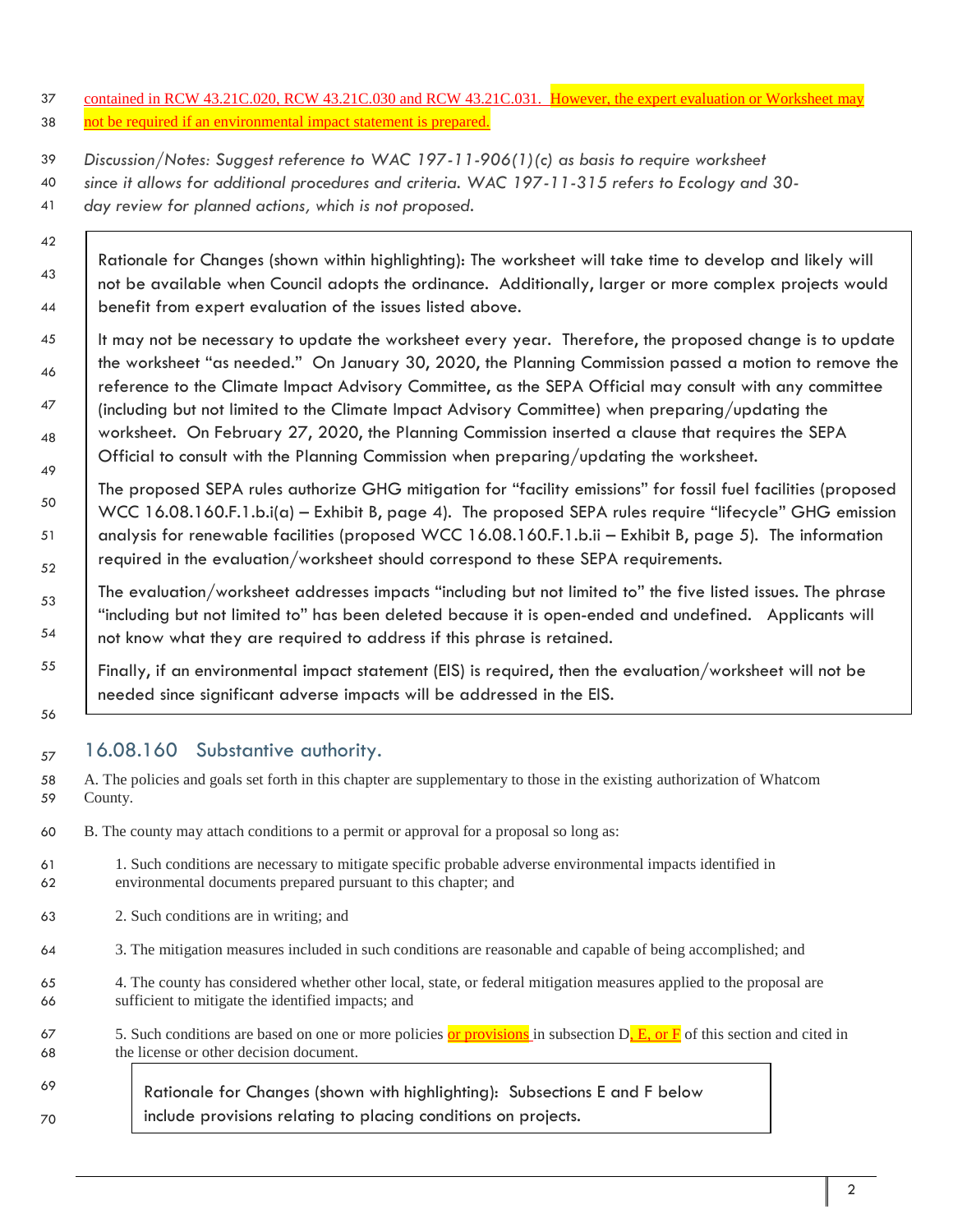contained in RCW 43.21C.020, RCW 43.21C.030 and RCW 43.21C.031. However, the expert evaluation or Worksheet may not be required if an environmental impact statement is prepared.

*Discussion/Notes: Suggest reference to WAC 197-11-906(1)(c) as basis to require worksheet since it allows for additional procedures and criteria. WAC 197-11-315 refers to Ecology and 30-day review for planned actions, which is not proposed.*

> Rationale for Changes (shown within highlighting): The worksheet will take time to develop and likely will not be available when Council adopts the ordinance. Additionally, larger or more complex projects would benefit from expert evaluation of the issues listed above.
>
> It may not be necessary to update the worksheet every year. Therefore, the proposed change is to update the worksheet "as needed." On January 30, 2020, the Planning Commission passed a motion to remove the reference to the Climate Impact Advisory Committee, as the SEPA Official may consult with any committee (including but not limited to the Climate Impact Advisory Committee) when preparing/updating the worksheet. On February 27, 2020, the Planning Commission inserted a clause that requires the SEPA Official to consult with the Planning Commission when preparing/updating the worksheet.
>
> The proposed SEPA rules authorize GHG mitigation for "facility emissions" for fossil fuel facilities (proposed WCC 16.08.160.F.1.b.i(a) – Exhibit B, page 4). The proposed SEPA rules require "lifecycle" GHG emission analysis for renewable facilities (proposed WCC 16.08.160.F.1.b.ii – Exhibit B, page 5). The information required in the evaluation/worksheet should correspond to these SEPA requirements.
>
> The evaluation/worksheet addresses impacts "including but not limited to" the five listed issues. The phrase "including but not limited to" has been deleted because it is open-ended and undefined. Applicants will not know what they are required to address if this phrase is retained.
>
> Finally, if an environmental impact statement (EIS) is required, then the evaluation/worksheet will not be needed since significant adverse impacts will be addressed in the EIS.

## 16.08.160 Substantive authority.

A. The policies and goals set forth in this chapter are supplementary to those in the existing authorization of Whatcom County.

B. The county may attach conditions to a permit or approval for a proposal so long as:

1. Such conditions are necessary to mitigate specific probable adverse environmental impacts identified in environmental documents prepared pursuant to this chapter; and

2. Such conditions are in writing; and

3. The mitigation measures included in such conditions are reasonable and capable of being accomplished; and

4. The county has considered whether other local, state, or federal mitigation measures applied to the proposal are sufficient to mitigate the identified impacts; and

5. Such conditions are based on one or more policies or provisions in subsection D, E, or F of this section and cited in the license or other decision document.

> Rationale for Changes (shown with highlighting): Subsections E and F below include provisions relating to placing conditions on projects.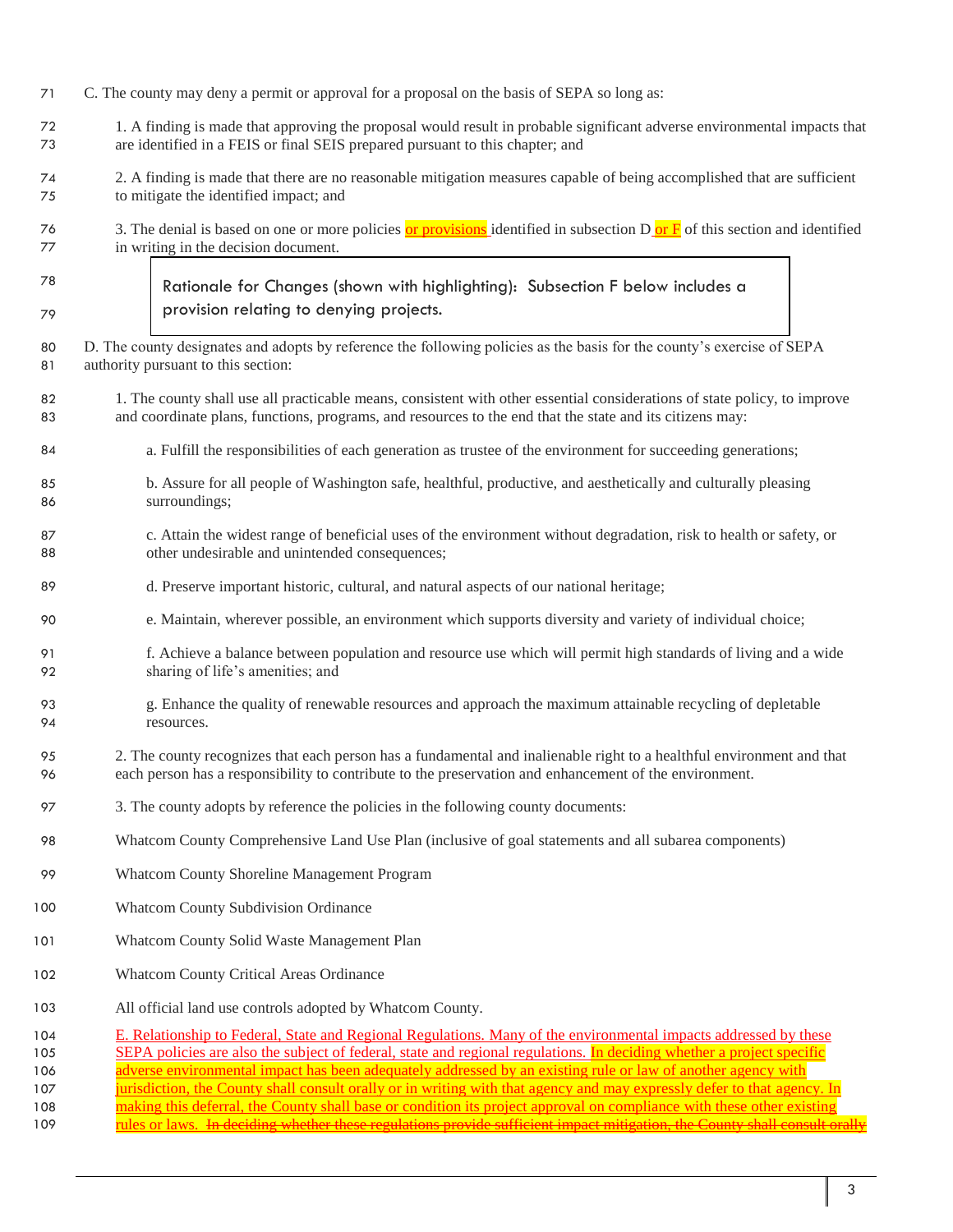C. The county may deny a permit or approval for a proposal on the basis of SEPA so long as:

1. A finding is made that approving the proposal would result in probable significant adverse environmental impacts that are identified in a FEIS or final SEIS prepared pursuant to this chapter; and

2. A finding is made that there are no reasonable mitigation measures capable of being accomplished that are sufficient to mitigate the identified impact; and

3. The denial is based on one or more policies or provisions identified in subsection D or F of this section and identified in writing in the decision document.

> Rationale for Changes (shown with highlighting): Subsection F below includes a provision relating to denying projects.

D. The county designates and adopts by reference the following policies as the basis for the county's exercise of SEPA authority pursuant to this section:

1. The county shall use all practicable means, consistent with other essential considerations of state policy, to improve and coordinate plans, functions, programs, and resources to the end that the state and its citizens may:

   a. Fulfill the responsibilities of each generation as trustee of the environment for succeeding generations;

   b. Assure for all people of Washington safe, healthful, productive, and aesthetically and culturally pleasing surroundings;

   c. Attain the widest range of beneficial uses of the environment without degradation, risk to health or safety, or other undesirable and unintended consequences;

   d. Preserve important historic, cultural, and natural aspects of our national heritage;

   e. Maintain, wherever possible, an environment which supports diversity and variety of individual choice;

   f. Achieve a balance between population and resource use which will permit high standards of living and a wide sharing of life's amenities; and

   g. Enhance the quality of renewable resources and approach the maximum attainable recycling of depletable resources.

2. The county recognizes that each person has a fundamental and inalienable right to a healthful environment and that each person has a responsibility to contribute to the preservation and enhancement of the environment.

3. The county adopts by reference the policies in the following county documents:

Whatcom County Comprehensive Land Use Plan (inclusive of goal statements and all subarea components)

Whatcom County Shoreline Management Program

Whatcom County Subdivision Ordinance

Whatcom County Solid Waste Management Plan

Whatcom County Critical Areas Ordinance

All official land use controls adopted by Whatcom County.

E. Relationship to Federal, State and Regional Regulations. Many of the environmental impacts addressed by these SEPA policies are also the subject of federal, state and regional regulations. In deciding whether a project specific adverse environmental impact has been adequately addressed by an existing rule or law of another agency with jurisdiction, the County shall consult orally or in writing with that agency and may expressly defer to that agency. In making this deferral, the County shall base or condition its project approval on compliance with these other existing rules or laws. ~~In deciding whether these regulations provide sufficient impact mitigation, the County shall consult orally~~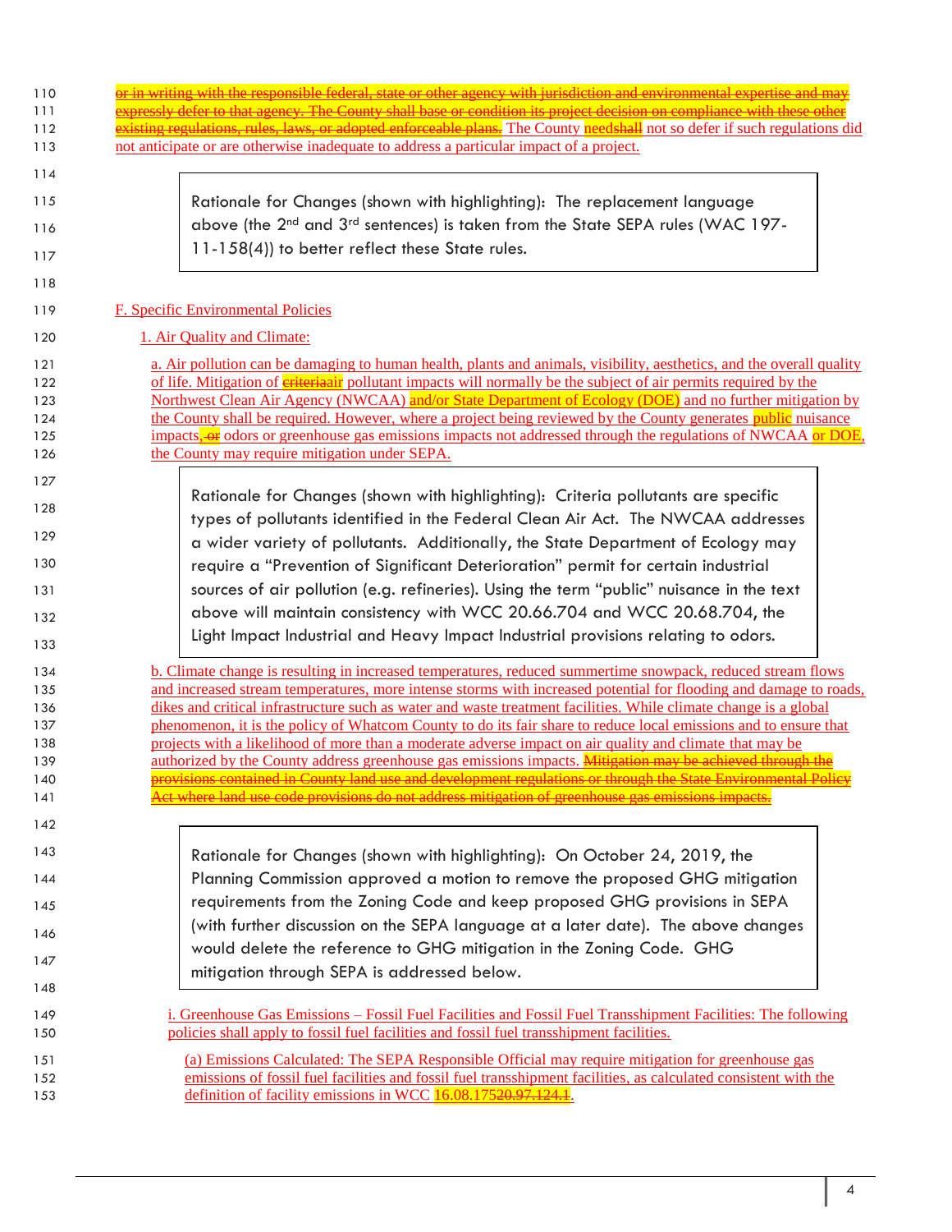~~or in writing with the responsible federal, state or other agency with jurisdiction and environmental expertise and may expressly defer to that agency. The County shall base or condition its project decision on compliance with these other existing regulations, rules, laws, or adopted enforceable plans.~~ The County need~~shall~~ not so defer if such regulations did not anticipate or are otherwise inadequate to address a particular impact of a project.

> Rationale for Changes (shown with highlighting): The replacement language above (the 2nd and 3rd sentences) is taken from the State SEPA rules (WAC 197-11-158(4)) to better reflect these State rules.

F. Specific Environmental Policies

1. Air Quality and Climate:

a. Air pollution can be damaging to human health, plants and animals, visibility, aesthetics, and the overall quality of life. Mitigation of ~~criteria~~air pollutant impacts will normally be the subject of air permits required by the Northwest Clean Air Agency (NWCAA) and/or State Department of Ecology (DOE) and no further mitigation by the County shall be required. However, where a project being reviewed by the County generates public nuisance impacts, ~~or~~ odors or greenhouse gas emissions impacts not addressed through the regulations of NWCAA or DOE, the County may require mitigation under SEPA.

> Rationale for Changes (shown with highlighting): Criteria pollutants are specific types of pollutants identified in the Federal Clean Air Act. The NWCAA addresses a wider variety of pollutants. Additionally, the State Department of Ecology may require a "Prevention of Significant Deterioration" permit for certain industrial sources of air pollution (e.g. refineries). Using the term "public" nuisance in the text above will maintain consistency with WCC 20.66.704 and WCC 20.68.704, the Light Impact Industrial and Heavy Impact Industrial provisions relating to odors.

b. Climate change is resulting in increased temperatures, reduced summertime snowpack, reduced stream flows and increased stream temperatures, more intense storms with increased potential for flooding and damage to roads, dikes and critical infrastructure such as water and waste treatment facilities. While climate change is a global phenomenon, it is the policy of Whatcom County to do its fair share to reduce local emissions and to ensure that projects with a likelihood of more than a moderate adverse impact on air quality and climate that may be authorized by the County address greenhouse gas emissions impacts. ~~Mitigation may be achieved through the provisions contained in County land use and development regulations or through the State Environmental Policy Act where land use code provisions do not address mitigation of greenhouse gas emissions impacts.~~

> Rationale for Changes (shown with highlighting): On October 24, 2019, the Planning Commission approved a motion to remove the proposed GHG mitigation requirements from the Zoning Code and keep proposed GHG provisions in SEPA (with further discussion on the SEPA language at a later date). The above changes would delete the reference to GHG mitigation in the Zoning Code. GHG mitigation through SEPA is addressed below.

i. Greenhouse Gas Emissions – Fossil Fuel Facilities and Fossil Fuel Transshipment Facilities: The following policies shall apply to fossil fuel facilities and fossil fuel transshipment facilities.

(a) Emissions Calculated: The SEPA Responsible Official may require mitigation for greenhouse gas emissions of fossil fuel facilities and fossil fuel transshipment facilities, as calculated consistent with the definition of facility emissions in WCC 16.08.175~~20.97.124.1~~.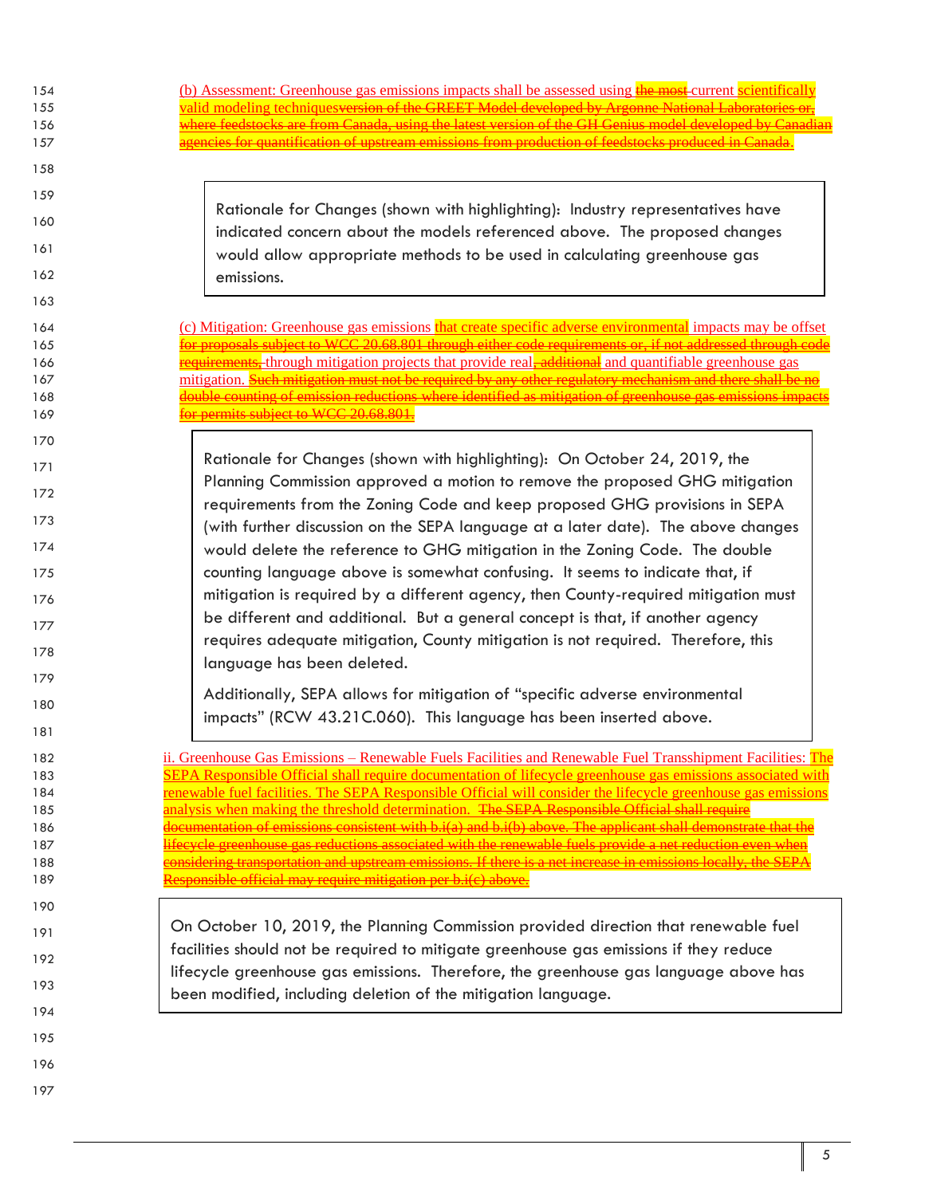(b) Assessment: Greenhouse gas emissions impacts shall be assessed using ~~the most~~ current scientifically valid modeling techniques~~version of the GREET Model developed by Argonne National Laboratories or, where feedstocks are from Canada, using the latest version of the GH Genius model developed by Canadian agencies for quantification of upstream emissions from production of feedstocks produced in Canada.~~

> Rationale for Changes (shown with highlighting): Industry representatives have indicated concern about the models referenced above. The proposed changes would allow appropriate methods to be used in calculating greenhouse gas emissions.

(c) Mitigation: Greenhouse gas emissions that create specific adverse environmental impacts may be offset ~~for proposals subject to WCC 20.68.801 through either code requirements or, if not addressed through code requirements,~~ through mitigation projects that provide real~~, additional~~ and quantifiable greenhouse gas mitigation. ~~Such mitigation must not be required by any other regulatory mechanism and there shall be no double counting of emission reductions where identified as mitigation of greenhouse gas emissions impacts for permits subject to WCC 20.68.801.~~

> Rationale for Changes (shown with highlighting): On October 24, 2019, the Planning Commission approved a motion to remove the proposed GHG mitigation requirements from the Zoning Code and keep proposed GHG provisions in SEPA (with further discussion on the SEPA language at a later date). The above changes would delete the reference to GHG mitigation in the Zoning Code. The double counting language above is somewhat confusing. It seems to indicate that, if mitigation is required by a different agency, then County-required mitigation must be different and additional. But a general concept is that, if another agency requires adequate mitigation, County mitigation is not required. Therefore, this language has been deleted.
>
> Additionally, SEPA allows for mitigation of "specific adverse environmental impacts" (RCW 43.21C.060). This language has been inserted above.

ii. Greenhouse Gas Emissions – Renewable Fuels Facilities and Renewable Fuel Transshipment Facilities: The SEPA Responsible Official shall require documentation of lifecycle greenhouse gas emissions associated with renewable fuel facilities. The SEPA Responsible Official will consider the lifecycle greenhouse gas emissions analysis when making the threshold determination. ~~The SEPA Responsible Official shall require documentation of emissions consistent with b.i(a) and b.i(b) above. The applicant shall demonstrate that the lifecycle greenhouse gas reductions associated with the renewable fuels provide a net reduction even when considering transportation and upstream emissions. If there is a net increase in emissions locally, the SEPA Responsible official may require mitigation per b.i(c) above.~~

> On October 10, 2019, the Planning Commission provided direction that renewable fuel facilities should not be required to mitigate greenhouse gas emissions if they reduce lifecycle greenhouse gas emissions. Therefore, the greenhouse gas language above has been modified, including deletion of the mitigation language.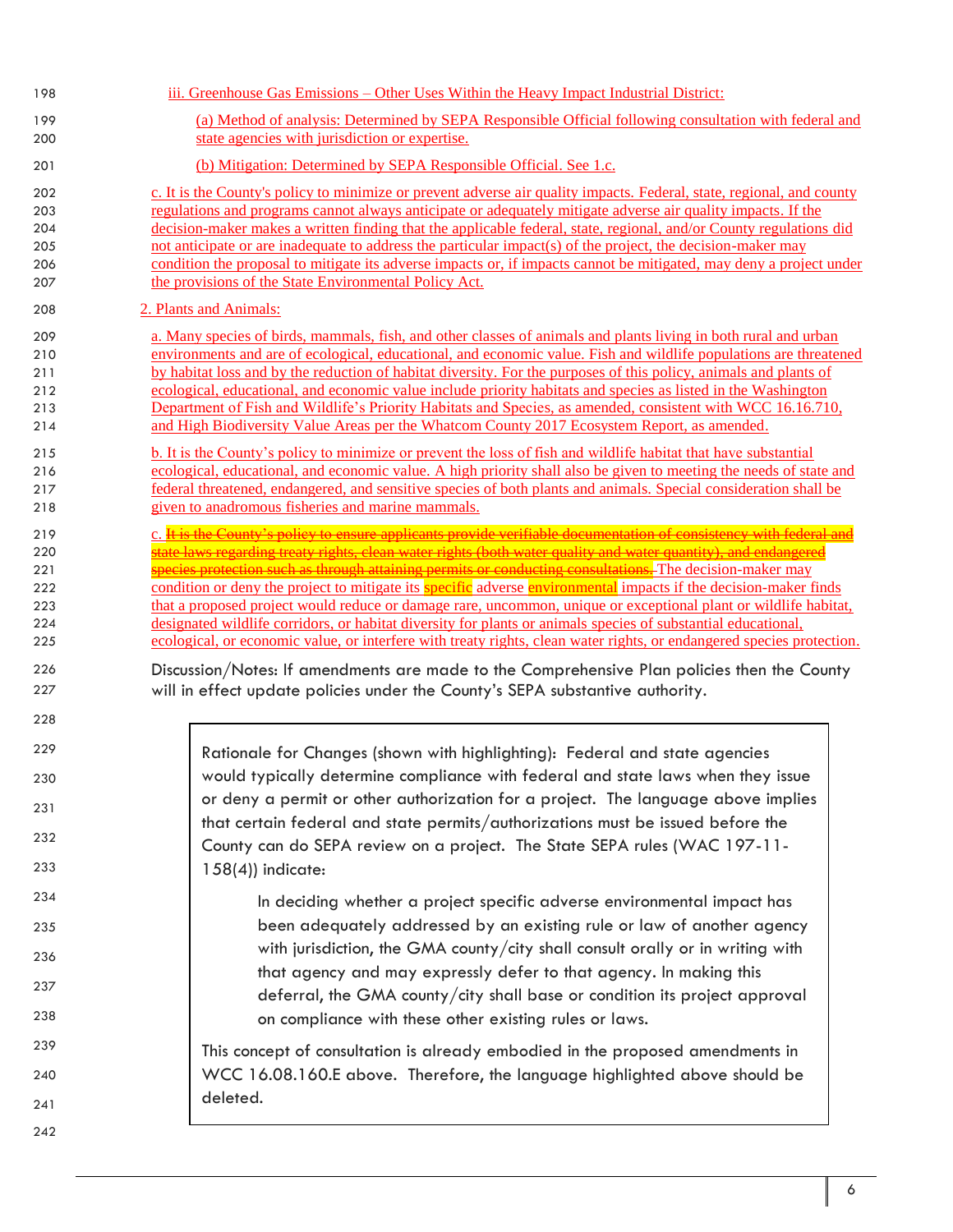iii. Greenhouse Gas Emissions – Other Uses Within the Heavy Impact Industrial District:

(a) Method of analysis: Determined by SEPA Responsible Official following consultation with federal and state agencies with jurisdiction or expertise.

(b) Mitigation: Determined by SEPA Responsible Official. See 1.c.

c. It is the County's policy to minimize or prevent adverse air quality impacts. Federal, state, regional, and county regulations and programs cannot always anticipate or adequately mitigate adverse air quality impacts. If the decision-maker makes a written finding that the applicable federal, state, regional, and/or County regulations did not anticipate or are inadequate to address the particular impact(s) of the project, the decision-maker may condition the proposal to mitigate its adverse impacts or, if impacts cannot be mitigated, may deny a project under the provisions of the State Environmental Policy Act.

2. Plants and Animals:

a. Many species of birds, mammals, fish, and other classes of animals and plants living in both rural and urban environments and are of ecological, educational, and economic value. Fish and wildlife populations are threatened by habitat loss and by the reduction of habitat diversity. For the purposes of this policy, animals and plants of ecological, educational, and economic value include priority habitats and species as listed in the Washington Department of Fish and Wildlife's Priority Habitats and Species, as amended, consistent with WCC 16.16.710, and High Biodiversity Value Areas per the Whatcom County 2017 Ecosystem Report, as amended.

b. It is the County's policy to minimize or prevent the loss of fish and wildlife habitat that have substantial ecological, educational, and economic value. A high priority shall also be given to meeting the needs of state and federal threatened, endangered, and sensitive species of both plants and animals. Special consideration shall be given to anadromous fisheries and marine mammals.

c. ~~It is the County's policy to ensure applicants provide verifiable documentation of consistency with federal and state laws regarding treaty rights, clean water rights (both water quality and water quantity), and endangered species protection such as through attaining permits or conducting consultations.~~ The decision-maker may condition or deny the project to mitigate its specific adverse environmental impacts if the decision-maker finds that a proposed project would reduce or damage rare, uncommon, unique or exceptional plant or wildlife habitat, designated wildlife corridors, or habitat diversity for plants or animals species of substantial educational, ecological, or economic value, or interfere with treaty rights, clean water rights, or endangered species protection.

Discussion/Notes: If amendments are made to the Comprehensive Plan policies then the County will in effect update policies under the County's SEPA substantive authority.

> Rationale for Changes (shown with highlighting): Federal and state agencies would typically determine compliance with federal and state laws when they issue or deny a permit or other authorization for a project. The language above implies that certain federal and state permits/authorizations must be issued before the County can do SEPA review on a project. The State SEPA rules (WAC 197-11-158(4)) indicate:
>
> > In deciding whether a project specific adverse environmental impact has been adequately addressed by an existing rule or law of another agency with jurisdiction, the GMA county/city shall consult orally or in writing with that agency and may expressly defer to that agency. In making this deferral, the GMA county/city shall base or condition its project approval on compliance with these other existing rules or laws.
>
> This concept of consultation is already embodied in the proposed amendments in WCC 16.08.160.E above. Therefore, the language highlighted above should be deleted.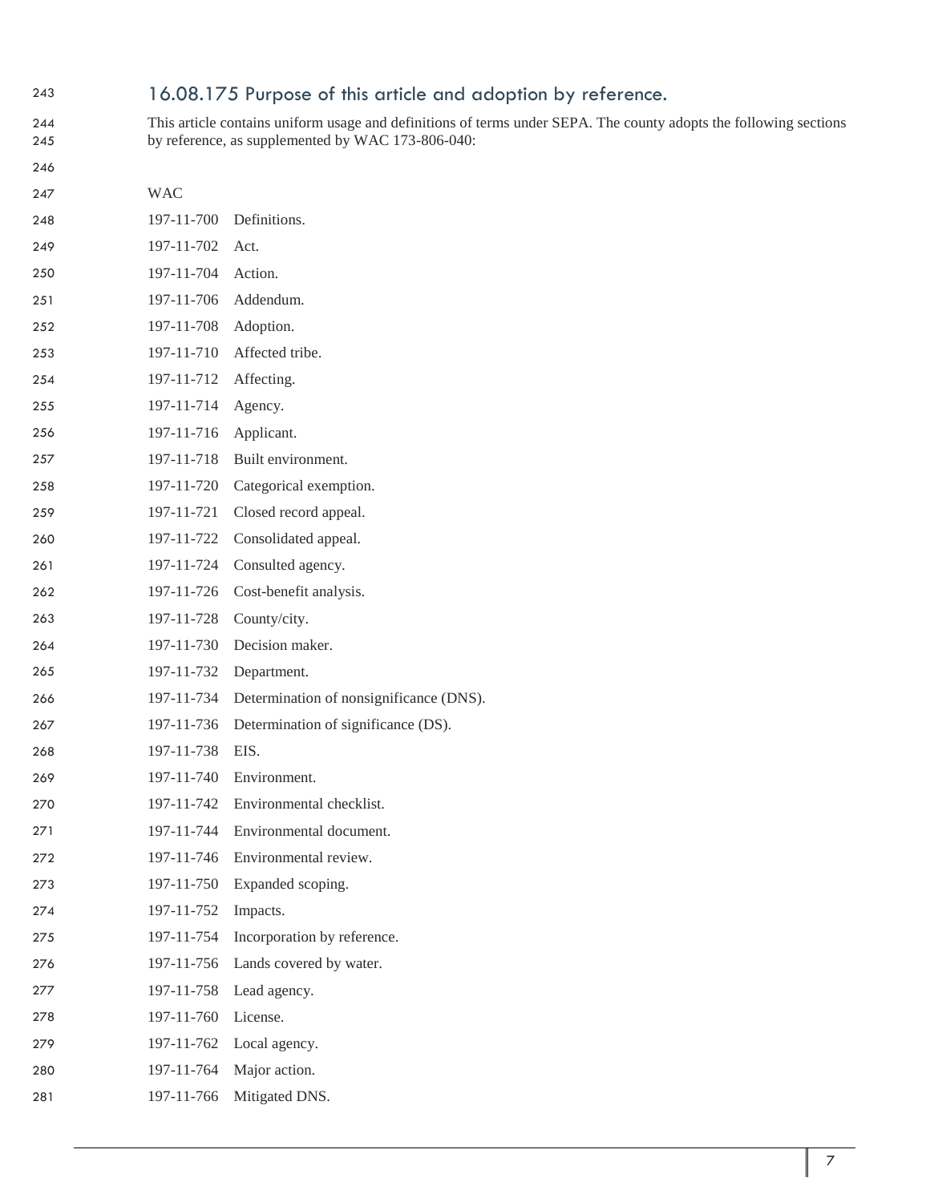## 16.08.175 Purpose of this article and adoption by reference.

This article contains uniform usage and definitions of terms under SEPA. The county adopts the following sections by reference, as supplemented by WAC 173-806-040:

| WAC | |
|---|---|
| 197-11-700 | Definitions. |
| 197-11-702 | Act. |
| 197-11-704 | Action. |
| 197-11-706 | Addendum. |
| 197-11-708 | Adoption. |
| 197-11-710 | Affected tribe. |
| 197-11-712 | Affecting. |
| 197-11-714 | Agency. |
| 197-11-716 | Applicant. |
| 197-11-718 | Built environment. |
| 197-11-720 | Categorical exemption. |
| 197-11-721 | Closed record appeal. |
| 197-11-722 | Consolidated appeal. |
| 197-11-724 | Consulted agency. |
| 197-11-726 | Cost-benefit analysis. |
| 197-11-728 | County/city. |
| 197-11-730 | Decision maker. |
| 197-11-732 | Department. |
| 197-11-734 | Determination of nonsignificance (DNS). |
| 197-11-736 | Determination of significance (DS). |
| 197-11-738 | EIS. |
| 197-11-740 | Environment. |
| 197-11-742 | Environmental checklist. |
| 197-11-744 | Environmental document. |
| 197-11-746 | Environmental review. |
| 197-11-750 | Expanded scoping. |
| 197-11-752 | Impacts. |
| 197-11-754 | Incorporation by reference. |
| 197-11-756 | Lands covered by water. |
| 197-11-758 | Lead agency. |
| 197-11-760 | License. |
| 197-11-762 | Local agency. |
| 197-11-764 | Major action. |
| 197-11-766 | Mitigated DNS. |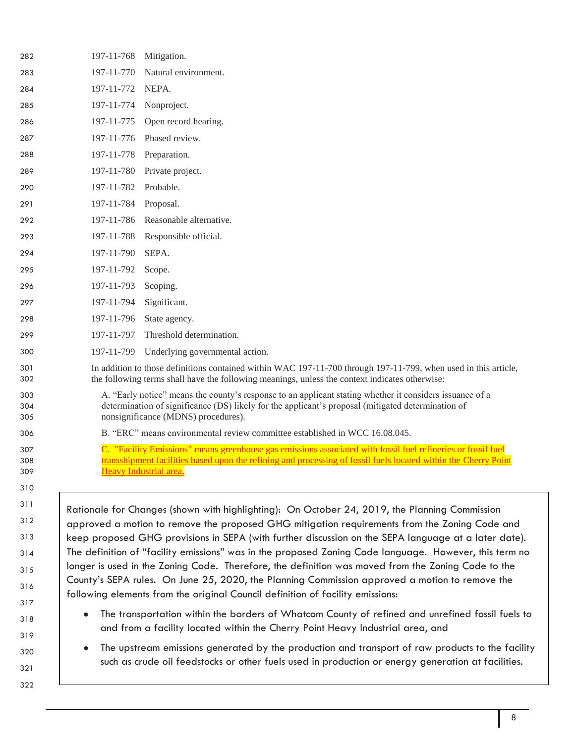197-11-768 Mitigation.

197-11-770 Natural environment.

197-11-772 NEPA.

197-11-774 Nonproject.

197-11-775 Open record hearing.

197-11-776 Phased review.

197-11-778 Preparation.

197-11-780 Private project.

197-11-782 Probable.

197-11-784 Proposal.

197-11-786 Reasonable alternative.

197-11-788 Responsible official.

197-11-790 SEPA.

197-11-792 Scope.

197-11-793 Scoping.

197-11-794 Significant.

197-11-796 State agency.

197-11-797 Threshold determination.

197-11-799 Underlying governmental action.

In addition to those definitions contained within WAC 197-11-700 through 197-11-799, when used in this article, the following terms shall have the following meanings, unless the context indicates otherwise:

A. "Early notice" means the county's response to an applicant stating whether it considers issuance of a determination of significance (DS) likely for the applicant's proposal (mitigated determination of nonsignificance (MDNS) procedures).

B. "ERC" means environmental review committee established in WCC 16.08.045.

C. "Facility Emissions" means greenhouse gas emissions associated with fossil fuel refineries or fossil fuel transshipment facilities based upon the refining and processing of fossil fuels located within the Cherry Point Heavy Industrial area.

> Rationale for Changes (shown with highlighting): On October 24, 2019, the Planning Commission approved a motion to remove the proposed GHG mitigation requirements from the Zoning Code and keep proposed GHG provisions in SEPA (with further discussion on the SEPA language at a later date). The definition of "facility emissions" was in the proposed Zoning Code language. However, this term no longer is used in the Zoning Code. Therefore, the definition was moved from the Zoning Code to the County's SEPA rules. On June 25, 2020, the Planning Commission approved a motion to remove the following elements from the original Council definition of facility emissions:
>
> - The transportation within the borders of Whatcom County of refined and unrefined fossil fuels to and from a facility located within the Cherry Point Heavy Industrial area, and
> - The upstream emissions generated by the production and transport of raw products to the facility such as crude oil feedstocks or other fuels used in production or energy generation at facilities.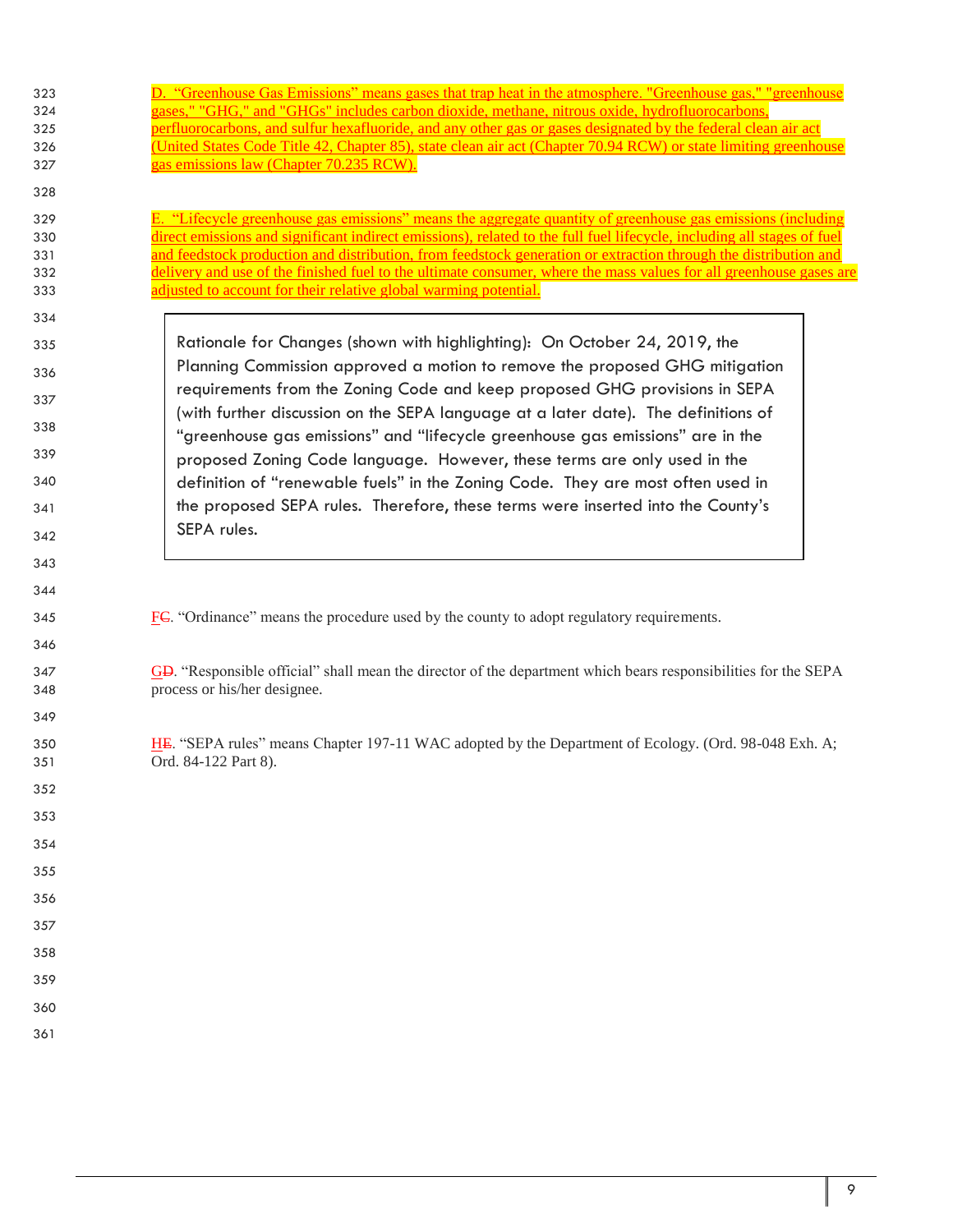D. "Greenhouse Gas Emissions" means gases that trap heat in the atmosphere. "Greenhouse gas," "greenhouse gases," "GHG," and "GHGs" includes carbon dioxide, methane, nitrous oxide, hydrofluorocarbons, perfluorocarbons, and sulfur hexafluoride, and any other gas or gases designated by the federal clean air act (United States Code Title 42, Chapter 85), state clean air act (Chapter 70.94 RCW) or state limiting greenhouse gas emissions law (Chapter 70.235 RCW).

E. "Lifecycle greenhouse gas emissions" means the aggregate quantity of greenhouse gas emissions (including direct emissions and significant indirect emissions), related to the full fuel lifecycle, including all stages of fuel and feedstock production and distribution, from feedstock generation or extraction through the distribution and delivery and use of the finished fuel to the ultimate consumer, where the mass values for all greenhouse gases are adjusted to account for their relative global warming potential.

> Rationale for Changes (shown with highlighting): On October 24, 2019, the Planning Commission approved a motion to remove the proposed GHG mitigation requirements from the Zoning Code and keep proposed GHG provisions in SEPA (with further discussion on the SEPA language at a later date). The definitions of "greenhouse gas emissions" and "lifecycle greenhouse gas emissions" are in the proposed Zoning Code language. However, these terms are only used in the definition of "renewable fuels" in the Zoning Code. They are most often used in the proposed SEPA rules. Therefore, these terms were inserted into the County's SEPA rules.

F~~C~~. "Ordinance" means the procedure used by the county to adopt regulatory requirements.

G~~D~~. "Responsible official" shall mean the director of the department which bears responsibilities for the SEPA process or his/her designee.

H~~E~~. "SEPA rules" means Chapter 197-11 WAC adopted by the Department of Ecology. (Ord. 98-048 Exh. A; Ord. 84-122 Part 8).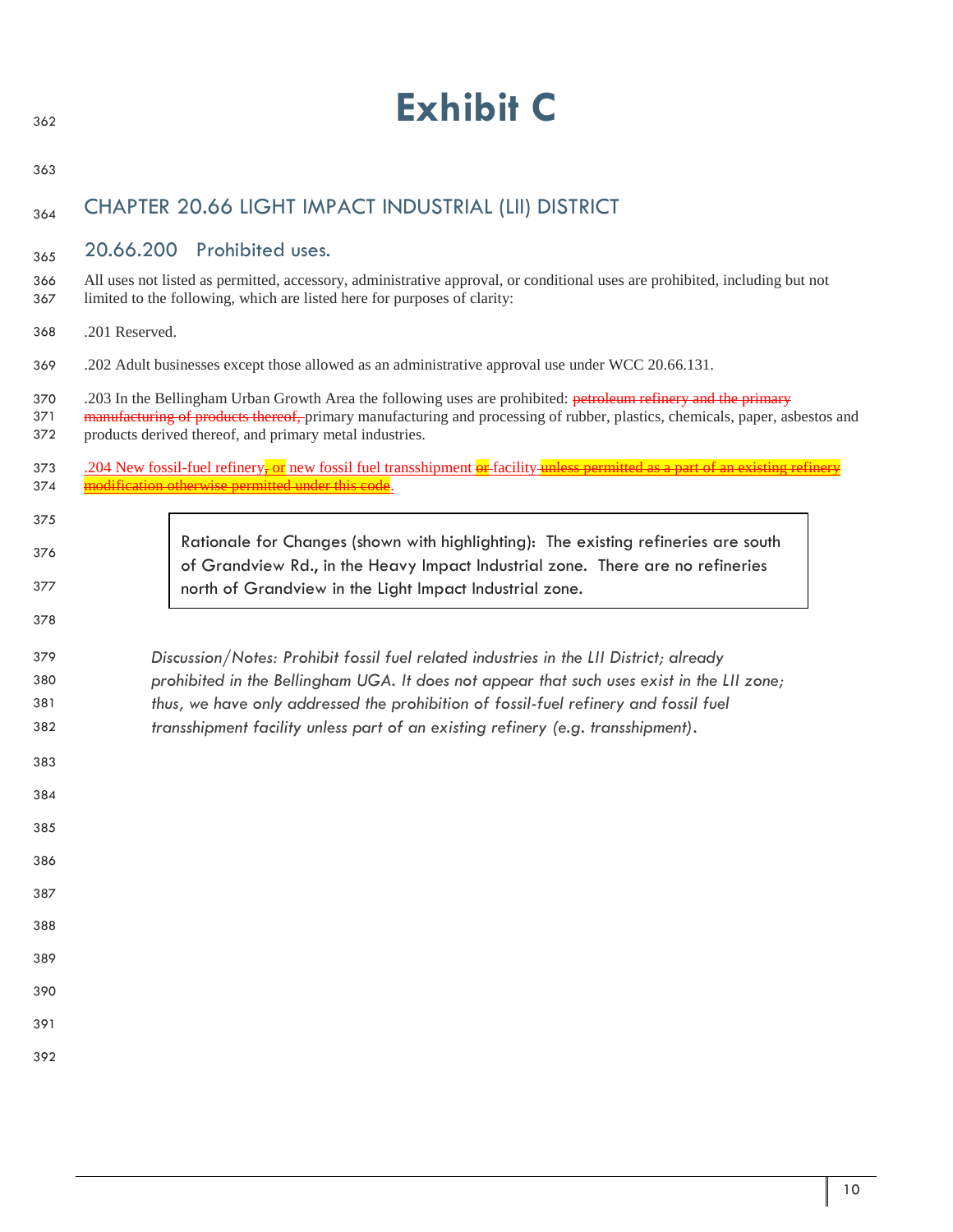# Exhibit C

## CHAPTER 20.66 LIGHT IMPACT INDUSTRIAL (LII) DISTRICT

### 20.66.200 Prohibited uses.

All uses not listed as permitted, accessory, administrative approval, or conditional uses are prohibited, including but not limited to the following, which are listed here for purposes of clarity:

.201 Reserved.

.202 Adult businesses except those allowed as an administrative approval use under WCC 20.66.131.

.203 In the Bellingham Urban Growth Area the following uses are prohibited: ~~petroleum refinery and the primary manufacturing of products thereof,~~ primary manufacturing and processing of rubber, plastics, chemicals, paper, asbestos and products derived thereof, and primary metal industries.

.204 New fossil-fuel refinery~~,~~ or new fossil fuel transshipment ~~or~~ facility ~~unless permitted as a part of an existing refinery modification otherwise permitted under this code~~.

> Rationale for Changes (shown with highlighting): The existing refineries are south of Grandview Rd., in the Heavy Impact Industrial zone. There are no refineries north of Grandview in the Light Impact Industrial zone.

*Discussion/Notes: Prohibit fossil fuel related industries in the LII District; already prohibited in the Bellingham UGA. It does not appear that such uses exist in the LII zone; thus, we have only addressed the prohibition of fossil-fuel refinery and fossil fuel transshipment facility unless part of an existing refinery (e.g. transshipment).*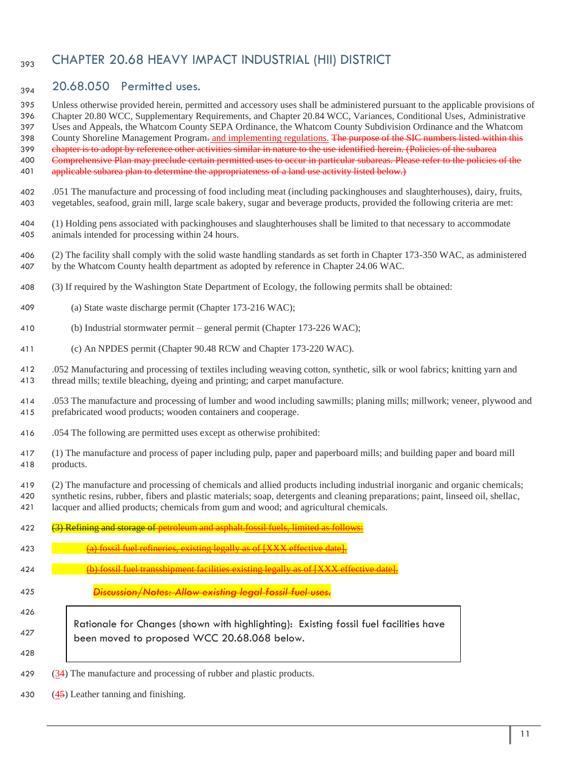# CHAPTER 20.68 HEAVY IMPACT INDUSTRIAL (HII) DISTRICT

## 20.68.050 Permitted uses.

Unless otherwise provided herein, permitted and accessory uses shall be administered pursuant to the applicable provisions of Chapter 20.80 WCC, Supplementary Requirements, and Chapter 20.84 WCC, Variances, Conditional Uses, Administrative Uses and Appeals, the Whatcom County SEPA Ordinance, the Whatcom County Subdivision Ordinance and the Whatcom County Shoreline Management Program~~.~~ and implementing regulations. ~~The purpose of the SIC numbers listed within this chapter is to adopt by reference other activities similar in nature to the use identified herein. (Policies of the subarea Comprehensive Plan may preclude certain permitted uses to occur in particular subareas. Please refer to the policies of the applicable subarea plan to determine the appropriateness of a land use activity listed below.)~~

.051 The manufacture and processing of food including meat (including packinghouses and slaughterhouses), dairy, fruits, vegetables, seafood, grain mill, large scale bakery, sugar and beverage products, provided the following criteria are met:

(1) Holding pens associated with packinghouses and slaughterhouses shall be limited to that necessary to accommodate animals intended for processing within 24 hours.

(2) The facility shall comply with the solid waste handling standards as set forth in Chapter 173-350 WAC, as administered by the Whatcom County health department as adopted by reference in Chapter 24.06 WAC.

(3) If required by the Washington State Department of Ecology, the following permits shall be obtained:

(a) State waste discharge permit (Chapter 173-216 WAC);

(b) Industrial stormwater permit – general permit (Chapter 173-226 WAC);

(c) An NPDES permit (Chapter 90.48 RCW and Chapter 173-220 WAC).

.052 Manufacturing and processing of textiles including weaving cotton, synthetic, silk or wool fabrics; knitting yarn and thread mills; textile bleaching, dyeing and printing; and carpet manufacture.

.053 The manufacture and processing of lumber and wood including sawmills; planing mills; millwork; veneer, plywood and prefabricated wood products; wooden containers and cooperage.

.054 The following are permitted uses except as otherwise prohibited:

(1) The manufacture and process of paper including pulp, paper and paperboard mills; and building paper and board mill products.

(2) The manufacture and processing of chemicals and allied products including industrial inorganic and organic chemicals; synthetic resins, rubber, fibers and plastic materials; soap, detergents and cleaning preparations; paint, linseed oil, shellac, lacquer and allied products; chemicals from gum and wood; and agricultural chemicals.

~~(3) Refining and storage of petroleum and asphalt.fossil fuels, limited as follows:~~

~~(a) fossil fuel refineries, existing legally as of [XXX effective date].~~

~~(b) fossil fuel transshipment facilities existing legally as of [XXX effective date].~~

~~*Discussion/Notes: Allow existing legal fossil fuel uses.*~~

> Rationale for Changes (shown with highlighting): Existing fossil fuel facilities have been moved to proposed WCC 20.68.068 below.

(~~3~~4) The manufacture and processing of rubber and plastic products.

(~~4~~5) Leather tanning and finishing.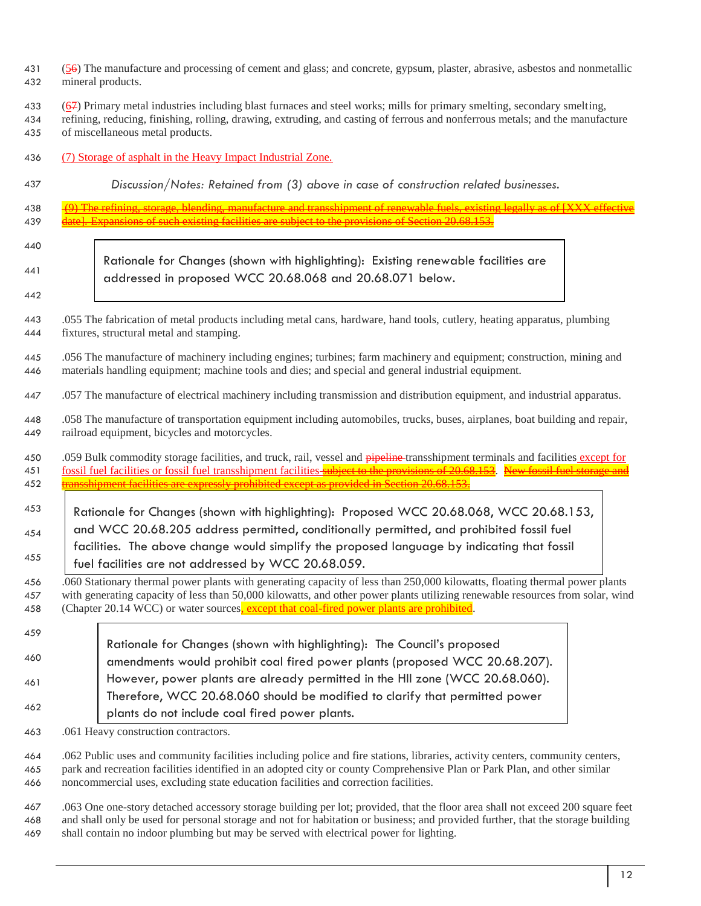(~~5~~6) The manufacture and processing of cement and glass; and concrete, gypsum, plaster, abrasive, asbestos and nonmetallic mineral products.

(~~6~~7) Primary metal industries including blast furnaces and steel works; mills for primary smelting, secondary smelting, refining, reducing, finishing, rolling, drawing, extruding, and casting of ferrous and nonferrous metals; and the manufacture of miscellaneous metal products.

(7) Storage of asphalt in the Heavy Impact Industrial Zone.

*Discussion/Notes: Retained from (3) above in case of construction related businesses.*

~~(9) The refining, storage, blending, manufacture and transshipment of renewable fuels, existing legally as of [XXX effective date]. Expansions of such existing facilities are subject to the provisions of Section 20.68.153.~~

> Rationale for Changes (shown with highlighting): Existing renewable facilities are addressed in proposed WCC 20.68.068 and 20.68.071 below.

.055 The fabrication of metal products including metal cans, hardware, hand tools, cutlery, heating apparatus, plumbing fixtures, structural metal and stamping.

.056 The manufacture of machinery including engines; turbines; farm machinery and equipment; construction, mining and materials handling equipment; machine tools and dies; and special and general industrial equipment.

.057 The manufacture of electrical machinery including transmission and distribution equipment, and industrial apparatus.

.058 The manufacture of transportation equipment including automobiles, trucks, buses, airplanes, boat building and repair, railroad equipment, bicycles and motorcycles.

.059 Bulk commodity storage facilities, and truck, rail, vessel and ~~pipeline~~ transshipment terminals and facilities except for fossil fuel facilities or fossil fuel transshipment facilities ~~subject to the provisions of 20.68.153~~. ~~New fossil fuel storage and transshipment facilities are expressly prohibited except as provided in Section 20.68.153.~~

> Rationale for Changes (shown with highlighting): Proposed WCC 20.68.068, WCC 20.68.153, and WCC 20.68.205 address permitted, conditionally permitted, and prohibited fossil fuel facilities. The above change would simplify the proposed language by indicating that fossil fuel facilities are not addressed by WCC 20.68.059.

.060 Stationary thermal power plants with generating capacity of less than 250,000 kilowatts, floating thermal power plants with generating capacity of less than 50,000 kilowatts, and other power plants utilizing renewable resources from solar, wind (Chapter 20.14 WCC) or water sources, except that coal-fired power plants are prohibited.

> Rationale for Changes (shown with highlighting): The Council's proposed amendments would prohibit coal fired power plants (proposed WCC 20.68.207). However, power plants are already permitted in the HII zone (WCC 20.68.060). Therefore, WCC 20.68.060 should be modified to clarify that permitted power plants do not include coal fired power plants.

.061 Heavy construction contractors.

.062 Public uses and community facilities including police and fire stations, libraries, activity centers, community centers, park and recreation facilities identified in an adopted city or county Comprehensive Plan or Park Plan, and other similar noncommercial uses, excluding state education facilities and correction facilities.

.063 One one-story detached accessory storage building per lot; provided, that the floor area shall not exceed 200 square feet and shall only be used for personal storage and not for habitation or business; and provided further, that the storage building shall contain no indoor plumbing but may be served with electrical power for lighting.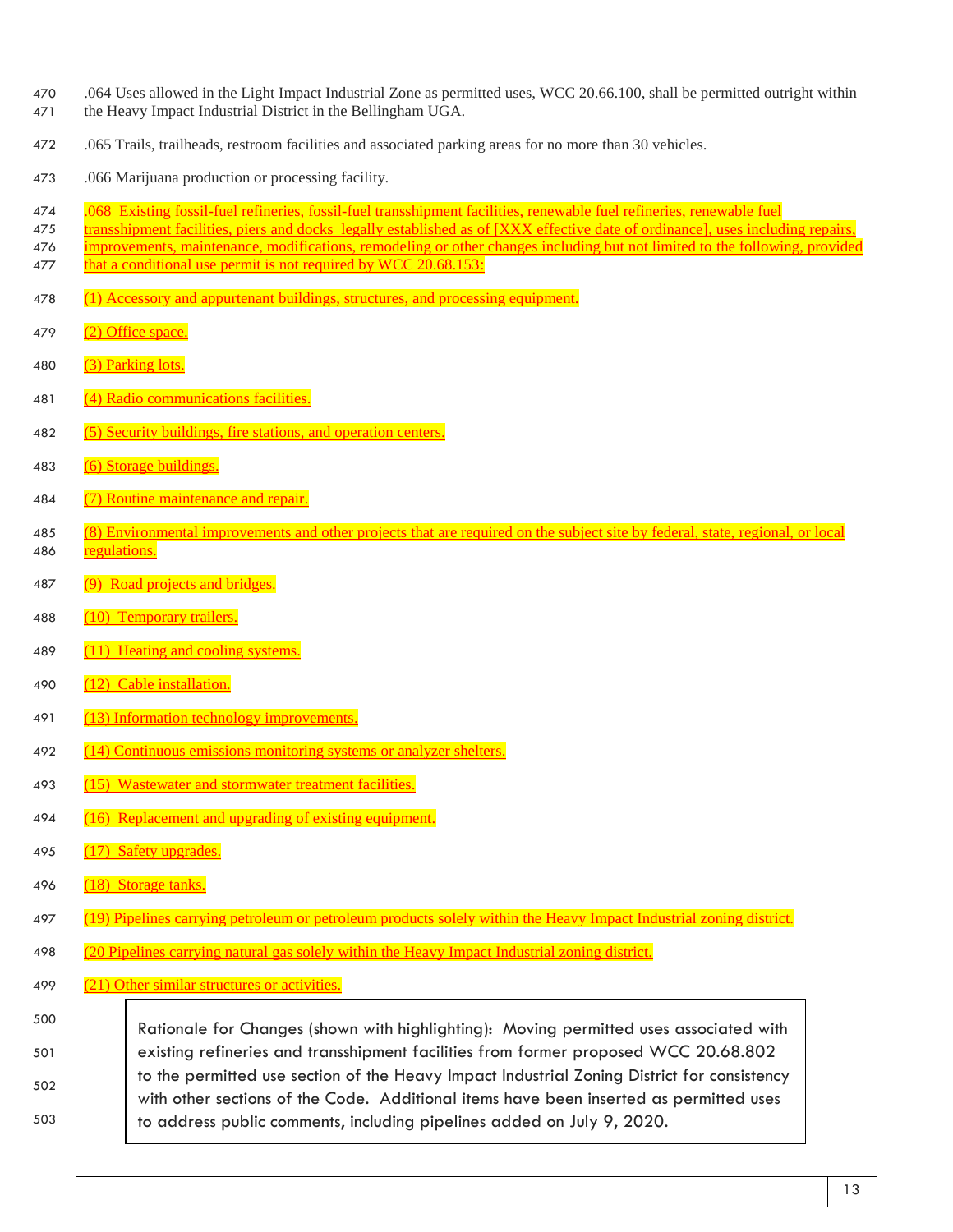.064 Uses allowed in the Light Impact Industrial Zone as permitted uses, WCC 20.66.100, shall be permitted outright within the Heavy Impact Industrial District in the Bellingham UGA.

.065 Trails, trailheads, restroom facilities and associated parking areas for no more than 30 vehicles.

.066 Marijuana production or processing facility.

.068 Existing fossil-fuel refineries, fossil-fuel transshipment facilities, renewable fuel refineries, renewable fuel transshipment facilities, piers and docks legally established as of [XXX effective date of ordinance], uses including repairs, improvements, maintenance, modifications, remodeling or other changes including but not limited to the following, provided that a conditional use permit is not required by WCC 20.68.153:

(1) Accessory and appurtenant buildings, structures, and processing equipment.

(2) Office space.

(3) Parking lots.

(4) Radio communications facilities.

(5) Security buildings, fire stations, and operation centers.

(6) Storage buildings.

(7) Routine maintenance and repair.

(8) Environmental improvements and other projects that are required on the subject site by federal, state, regional, or local regulations.

(9) Road projects and bridges.

(10) Temporary trailers.

(11) Heating and cooling systems.

(12) Cable installation.

(13) Information technology improvements.

(14) Continuous emissions monitoring systems or analyzer shelters.

(15) Wastewater and stormwater treatment facilities.

(16) Replacement and upgrading of existing equipment.

(17) Safety upgrades.

(18) Storage tanks.

(19) Pipelines carrying petroleum or petroleum products solely within the Heavy Impact Industrial zoning district.

(20 Pipelines carrying natural gas solely within the Heavy Impact Industrial zoning district.

(21) Other similar structures or activities.

> Rationale for Changes (shown with highlighting): Moving permitted uses associated with existing refineries and transshipment facilities from former proposed WCC 20.68.802 to the permitted use section of the Heavy Impact Industrial Zoning District for consistency with other sections of the Code. Additional items have been inserted as permitted uses to address public comments, including pipelines added on July 9, 2020.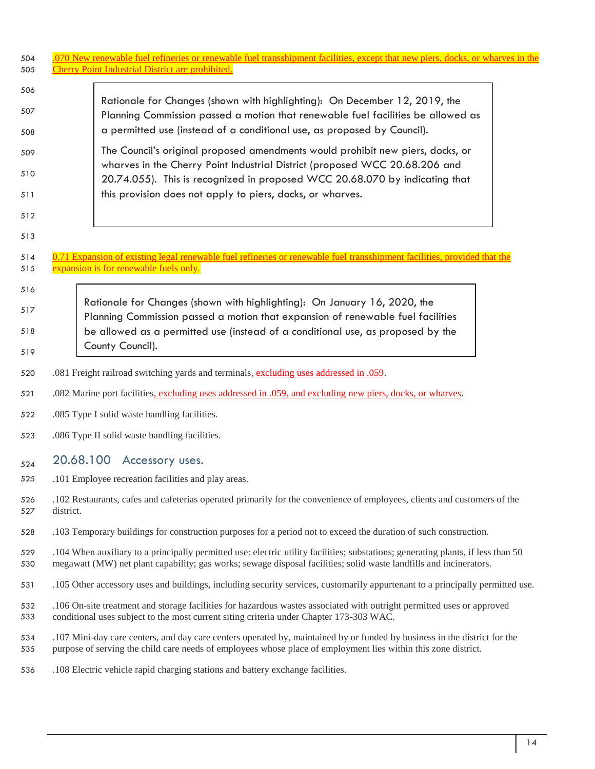.070 New renewable fuel refineries or renewable fuel transshipment facilities, except that new piers, docks, or wharves in the Cherry Point Industrial District are prohibited.

> Rationale for Changes (shown with highlighting): On December 12, 2019, the Planning Commission passed a motion that renewable fuel facilities be allowed as a permitted use (instead of a conditional use, as proposed by Council).
>
> The Council's original proposed amendments would prohibit new piers, docks, or wharves in the Cherry Point Industrial District (proposed WCC 20.68.206 and 20.74.055). This is recognized in proposed WCC 20.68.070 by indicating that this provision does not apply to piers, docks, or wharves.

0.71 Expansion of existing legal renewable fuel refineries or renewable fuel transshipment facilities, provided that the expansion is for renewable fuels only.

> Rationale for Changes (shown with highlighting): On January 16, 2020, the Planning Commission passed a motion that expansion of renewable fuel facilities be allowed as a permitted use (instead of a conditional use, as proposed by the County Council).

.081 Freight railroad switching yards and terminals, excluding uses addressed in .059.

.082 Marine port facilities, excluding uses addressed in .059, and excluding new piers, docks, or wharves.

.085 Type I solid waste handling facilities.

.086 Type II solid waste handling facilities.

## 20.68.100 Accessory uses.

.101 Employee recreation facilities and play areas.

.102 Restaurants, cafes and cafeterias operated primarily for the convenience of employees, clients and customers of the district.

.103 Temporary buildings for construction purposes for a period not to exceed the duration of such construction.

.104 When auxiliary to a principally permitted use: electric utility facilities; substations; generating plants, if less than 50 megawatt (MW) net plant capability; gas works; sewage disposal facilities; solid waste landfills and incinerators.

.105 Other accessory uses and buildings, including security services, customarily appurtenant to a principally permitted use.

.106 On-site treatment and storage facilities for hazardous wastes associated with outright permitted uses or approved conditional uses subject to the most current siting criteria under Chapter 173-303 WAC.

.107 Mini-day care centers, and day care centers operated by, maintained by or funded by business in the district for the purpose of serving the child care needs of employees whose place of employment lies within this zone district.

.108 Electric vehicle rapid charging stations and battery exchange facilities.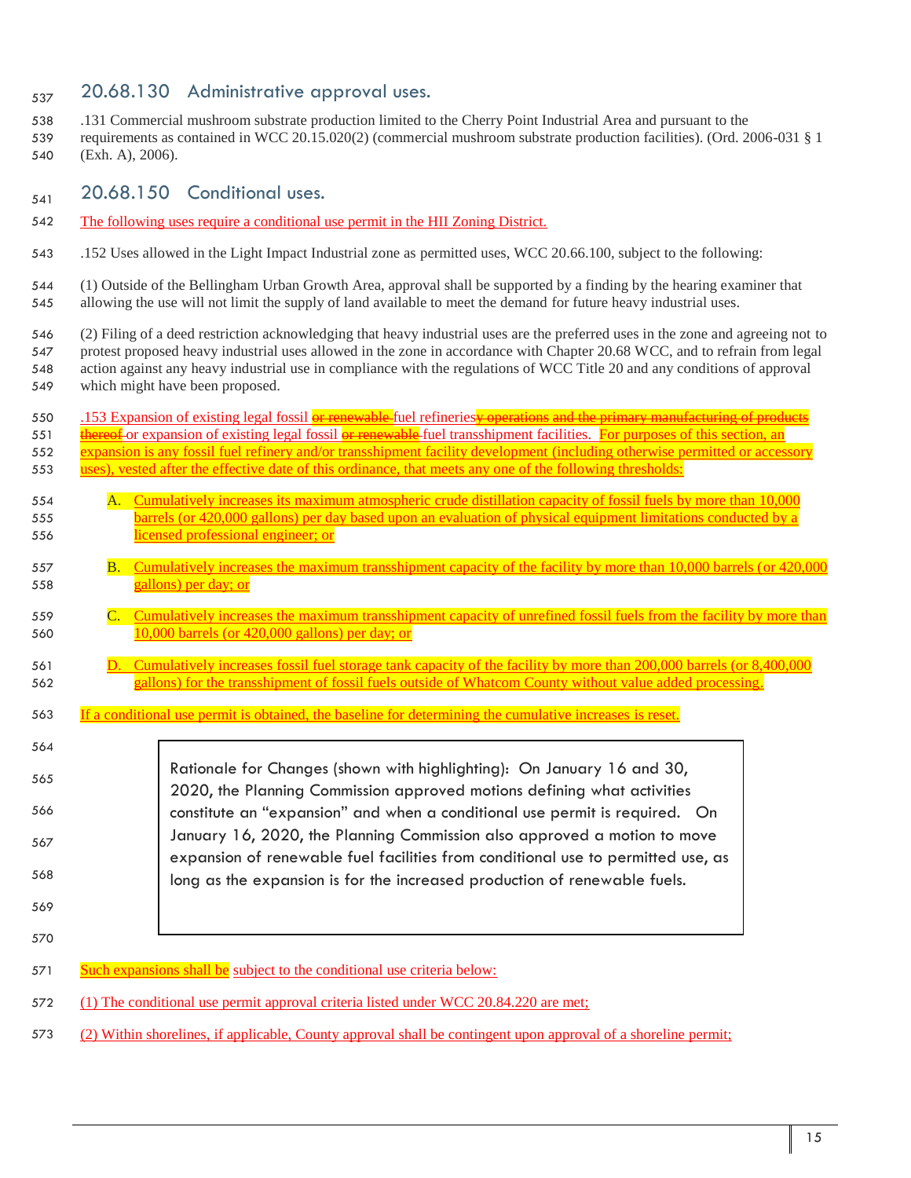## 20.68.130 Administrative approval uses.

.131 Commercial mushroom substrate production limited to the Cherry Point Industrial Area and pursuant to the requirements as contained in WCC 20.15.020(2) (commercial mushroom substrate production facilities). (Ord. 2006-031 § 1 (Exh. A), 2006).

## 20.68.150 Conditional uses.

The following uses require a conditional use permit in the HII Zoning District.

.152 Uses allowed in the Light Impact Industrial zone as permitted uses, WCC 20.66.100, subject to the following:

(1) Outside of the Bellingham Urban Growth Area, approval shall be supported by a finding by the hearing examiner that allowing the use will not limit the supply of land available to meet the demand for future heavy industrial uses.

(2) Filing of a deed restriction acknowledging that heavy industrial uses are the preferred uses in the zone and agreeing not to protest proposed heavy industrial uses allowed in the zone in accordance with Chapter 20.68 WCC, and to refrain from legal action against any heavy industrial use in compliance with the regulations of WCC Title 20 and any conditions of approval which might have been proposed.

.153 Expansion of existing legal fossil ~~or renewable~~ fuel refineries~~y operations and the primary manufacturing of products thereof~~ or expansion of existing legal fossil ~~or renewable~~ fuel transshipment facilities. For purposes of this section, an expansion is any fossil fuel refinery and/or transshipment facility development (including otherwise permitted or accessory uses), vested after the effective date of this ordinance, that meets any one of the following thresholds:

A. Cumulatively increases its maximum atmospheric crude distillation capacity of fossil fuels by more than 10,000 barrels (or 420,000 gallons) per day based upon an evaluation of physical equipment limitations conducted by a licensed professional engineer; or

B. Cumulatively increases the maximum transshipment capacity of the facility by more than 10,000 barrels (or 420,000 gallons) per day; or

C. Cumulatively increases the maximum transshipment capacity of unrefined fossil fuels from the facility by more than 10,000 barrels (or 420,000 gallons) per day; or

D. Cumulatively increases fossil fuel storage tank capacity of the facility by more than 200,000 barrels (or 8,400,000 gallons) for the transshipment of fossil fuels outside of Whatcom County without value added processing.

If a conditional use permit is obtained, the baseline for determining the cumulative increases is reset.

> Rationale for Changes (shown with highlighting): On January 16 and 30, 2020, the Planning Commission approved motions defining what activities constitute an "expansion" and when a conditional use permit is required. On January 16, 2020, the Planning Commission also approved a motion to move expansion of renewable fuel facilities from conditional use to permitted use, as long as the expansion is for the increased production of renewable fuels.

Such expansions shall be subject to the conditional use criteria below:

(1) The conditional use permit approval criteria listed under WCC 20.84.220 are met;

(2) Within shorelines, if applicable, County approval shall be contingent upon approval of a shoreline permit;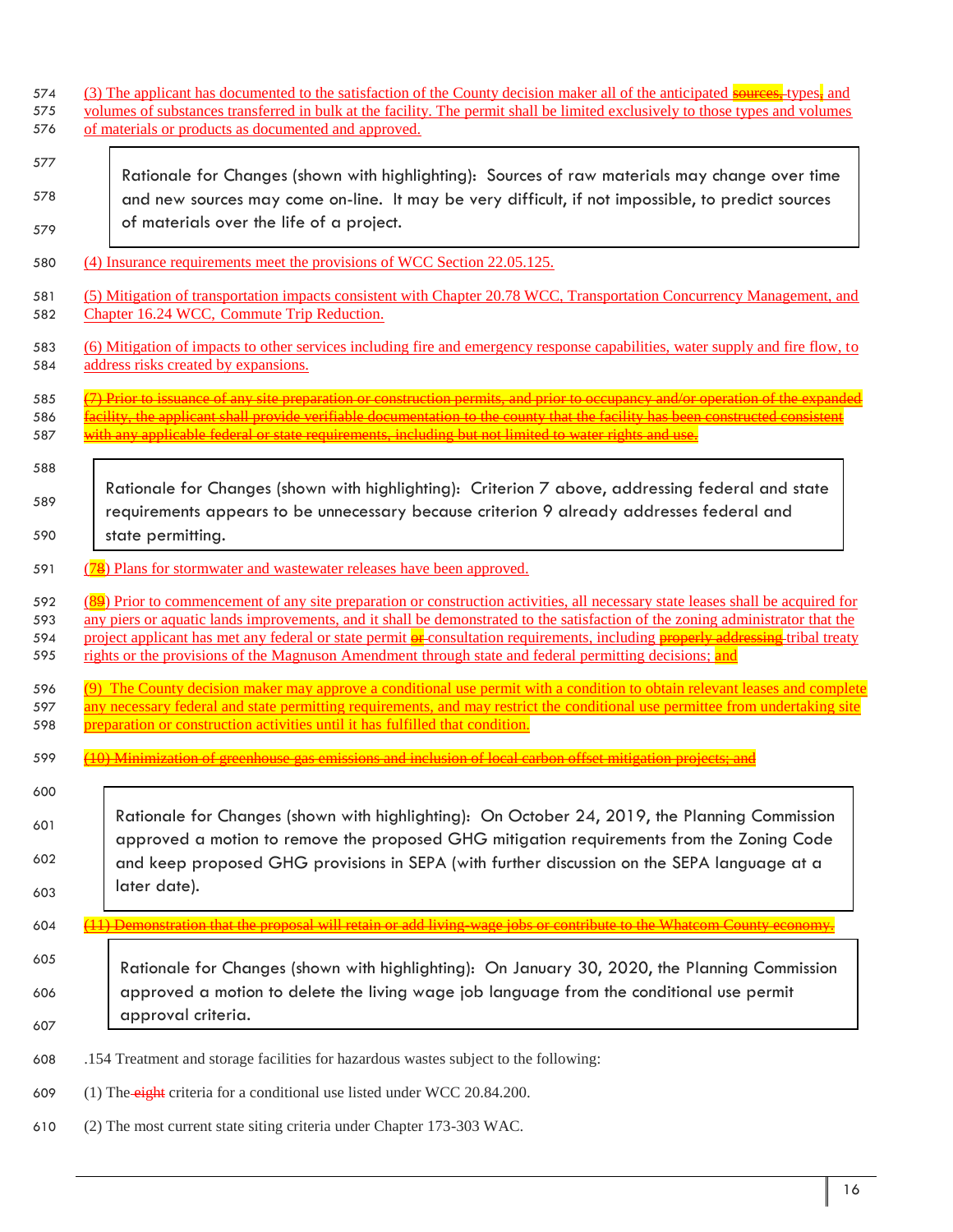(3) The applicant has documented to the satisfaction of the County decision maker all of the anticipated ~~sources,~~ types~~,~~ and volumes of substances transferred in bulk at the facility. The permit shall be limited exclusively to those types and volumes of materials or products as documented and approved.

> Rationale for Changes (shown with highlighting): Sources of raw materials may change over time and new sources may come on-line. It may be very difficult, if not impossible, to predict sources of materials over the life of a project.

(4) Insurance requirements meet the provisions of WCC Section 22.05.125.

(5) Mitigation of transportation impacts consistent with Chapter 20.78 WCC, Transportation Concurrency Management, and Chapter 16.24 WCC, Commute Trip Reduction.

(6) Mitigation of impacts to other services including fire and emergency response capabilities, water supply and fire flow, to address risks created by expansions.

~~(7) Prior to issuance of any site preparation or construction permits, and prior to occupancy and/or operation of the expanded facility, the applicant shall provide verifiable documentation to the county that the facility has been constructed consistent with any applicable federal or state requirements, including but not limited to water rights and use.~~

> Rationale for Changes (shown with highlighting): Criterion 7 above, addressing federal and state requirements appears to be unnecessary because criterion 9 already addresses federal and state permitting.

(7~~8~~) Plans for stormwater and wastewater releases have been approved.

(8~~9~~) Prior to commencement of any site preparation or construction activities, all necessary state leases shall be acquired for any piers or aquatic lands improvements, and it shall be demonstrated to the satisfaction of the zoning administrator that the project applicant has met any federal or state permit ~~or~~ consultation requirements, including ~~properly addressing~~ tribal treaty rights or the provisions of the Magnuson Amendment through state and federal permitting decisions; and

(9) The County decision maker may approve a conditional use permit with a condition to obtain relevant leases and complete any necessary federal and state permitting requirements, and may restrict the conditional use permittee from undertaking site preparation or construction activities until it has fulfilled that condition.

~~(10) Minimization of greenhouse gas emissions and inclusion of local carbon offset mitigation projects; and~~

> Rationale for Changes (shown with highlighting): On October 24, 2019, the Planning Commission approved a motion to remove the proposed GHG mitigation requirements from the Zoning Code and keep proposed GHG provisions in SEPA (with further discussion on the SEPA language at a later date).

~~(11) Demonstration that the proposal will retain or add living-wage jobs or contribute to the Whatcom County economy.~~

> Rationale for Changes (shown with highlighting): On January 30, 2020, the Planning Commission approved a motion to delete the living wage job language from the conditional use permit approval criteria.

.154 Treatment and storage facilities for hazardous wastes subject to the following:

(1) The ~~eight~~ criteria for a conditional use listed under WCC 20.84.200.

(2) The most current state siting criteria under Chapter 173-303 WAC.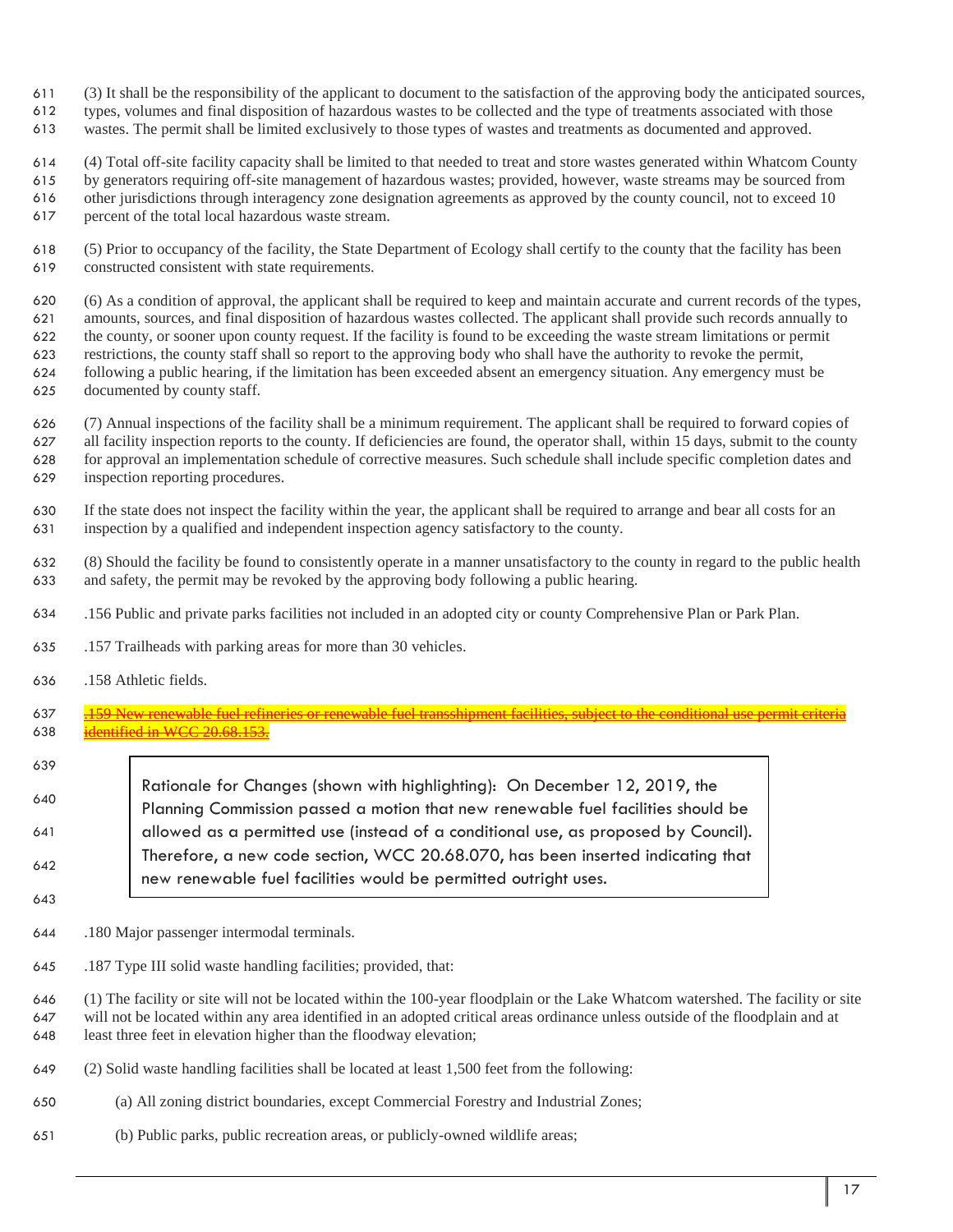(3) It shall be the responsibility of the applicant to document to the satisfaction of the approving body the anticipated sources, types, volumes and final disposition of hazardous wastes to be collected and the type of treatments associated with those wastes. The permit shall be limited exclusively to those types of wastes and treatments as documented and approved.

(4) Total off-site facility capacity shall be limited to that needed to treat and store wastes generated within Whatcom County by generators requiring off-site management of hazardous wastes; provided, however, waste streams may be sourced from other jurisdictions through interagency zone designation agreements as approved by the county council, not to exceed 10 percent of the total local hazardous waste stream.

(5) Prior to occupancy of the facility, the State Department of Ecology shall certify to the county that the facility has been constructed consistent with state requirements.

(6) As a condition of approval, the applicant shall be required to keep and maintain accurate and current records of the types, amounts, sources, and final disposition of hazardous wastes collected. The applicant shall provide such records annually to the county, or sooner upon county request. If the facility is found to be exceeding the waste stream limitations or permit restrictions, the county staff shall so report to the approving body who shall have the authority to revoke the permit, following a public hearing, if the limitation has been exceeded absent an emergency situation. Any emergency must be documented by county staff.

(7) Annual inspections of the facility shall be a minimum requirement. The applicant shall be required to forward copies of all facility inspection reports to the county. If deficiencies are found, the operator shall, within 15 days, submit to the county for approval an implementation schedule of corrective measures. Such schedule shall include specific completion dates and inspection reporting procedures.

If the state does not inspect the facility within the year, the applicant shall be required to arrange and bear all costs for an inspection by a qualified and independent inspection agency satisfactory to the county.

(8) Should the facility be found to consistently operate in a manner unsatisfactory to the county in regard to the public health and safety, the permit may be revoked by the approving body following a public hearing.

.156 Public and private parks facilities not included in an adopted city or county Comprehensive Plan or Park Plan.

.157 Trailheads with parking areas for more than 30 vehicles.

.158 Athletic fields.

~~.159 New renewable fuel refineries or renewable fuel transshipment facilities, subject to the conditional use permit criteria identified in WCC 20.68.153.~~

> Rationale for Changes (shown with highlighting): On December 12, 2019, the Planning Commission passed a motion that new renewable fuel facilities should be allowed as a permitted use (instead of a conditional use, as proposed by Council). Therefore, a new code section, WCC 20.68.070, has been inserted indicating that new renewable fuel facilities would be permitted outright uses.

.180 Major passenger intermodal terminals.

.187 Type III solid waste handling facilities; provided, that:

(1) The facility or site will not be located within the 100-year floodplain or the Lake Whatcom watershed. The facility or site will not be located within any area identified in an adopted critical areas ordinance unless outside of the floodplain and at least three feet in elevation higher than the floodway elevation;

(2) Solid waste handling facilities shall be located at least 1,500 feet from the following:

(a) All zoning district boundaries, except Commercial Forestry and Industrial Zones;

(b) Public parks, public recreation areas, or publicly-owned wildlife areas;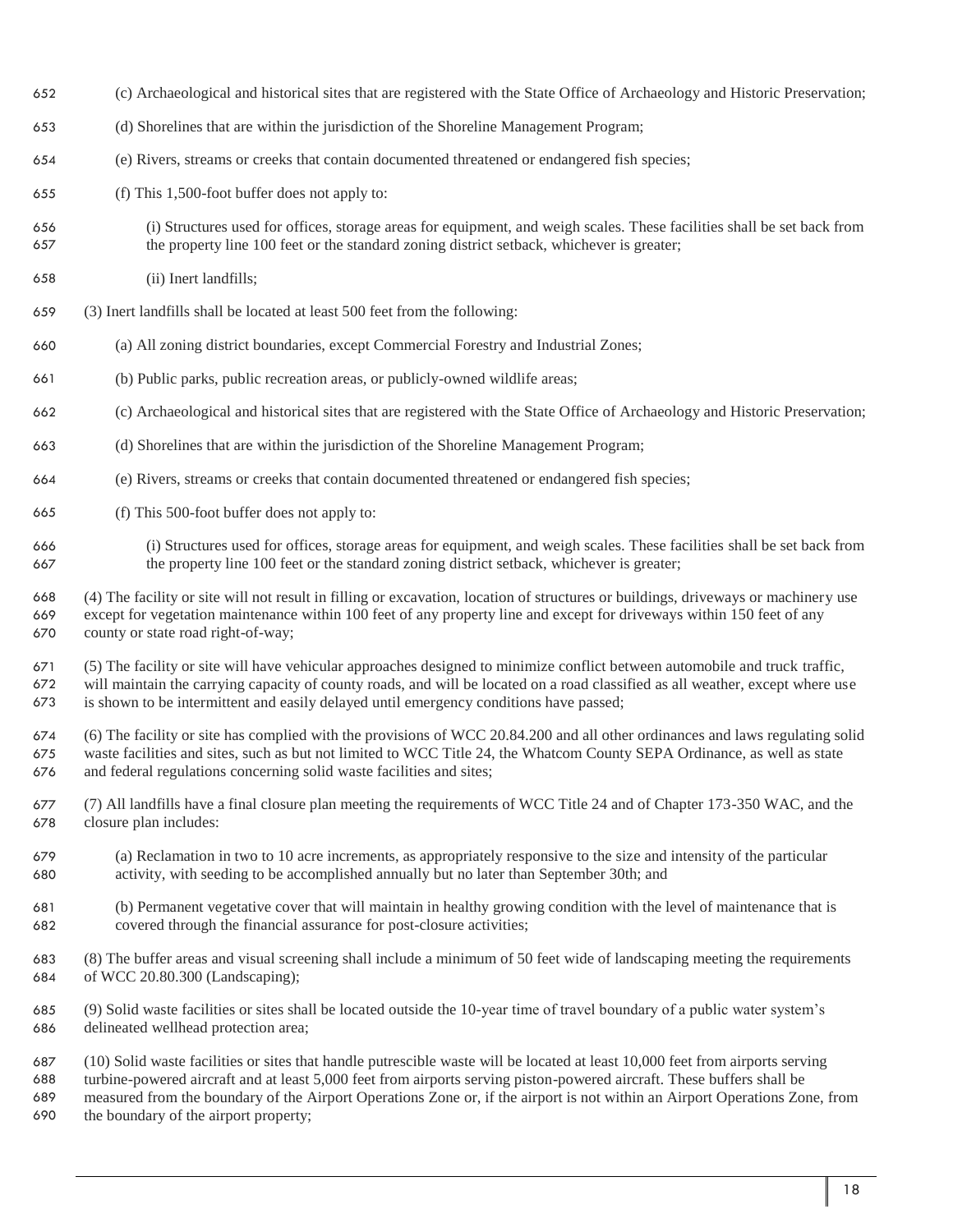(c) Archaeological and historical sites that are registered with the State Office of Archaeology and Historic Preservation;

(d) Shorelines that are within the jurisdiction of the Shoreline Management Program;

(e) Rivers, streams or creeks that contain documented threatened or endangered fish species;

(f) This 1,500-foot buffer does not apply to:

(i) Structures used for offices, storage areas for equipment, and weigh scales. These facilities shall be set back from the property line 100 feet or the standard zoning district setback, whichever is greater;

(ii) Inert landfills;

(3) Inert landfills shall be located at least 500 feet from the following:

(a) All zoning district boundaries, except Commercial Forestry and Industrial Zones;

(b) Public parks, public recreation areas, or publicly-owned wildlife areas;

(c) Archaeological and historical sites that are registered with the State Office of Archaeology and Historic Preservation;

(d) Shorelines that are within the jurisdiction of the Shoreline Management Program;

(e) Rivers, streams or creeks that contain documented threatened or endangered fish species;

(f) This 500-foot buffer does not apply to:

(i) Structures used for offices, storage areas for equipment, and weigh scales. These facilities shall be set back from the property line 100 feet or the standard zoning district setback, whichever is greater;

(4) The facility or site will not result in filling or excavation, location of structures or buildings, driveways or machinery use except for vegetation maintenance within 100 feet of any property line and except for driveways within 150 feet of any county or state road right-of-way;

(5) The facility or site will have vehicular approaches designed to minimize conflict between automobile and truck traffic, will maintain the carrying capacity of county roads, and will be located on a road classified as all weather, except where use is shown to be intermittent and easily delayed until emergency conditions have passed;

(6) The facility or site has complied with the provisions of WCC 20.84.200 and all other ordinances and laws regulating solid waste facilities and sites, such as but not limited to WCC Title 24, the Whatcom County SEPA Ordinance, as well as state and federal regulations concerning solid waste facilities and sites;

(7) All landfills have a final closure plan meeting the requirements of WCC Title 24 and of Chapter 173-350 WAC, and the closure plan includes:

(a) Reclamation in two to 10 acre increments, as appropriately responsive to the size and intensity of the particular activity, with seeding to be accomplished annually but no later than September 30th; and

(b) Permanent vegetative cover that will maintain in healthy growing condition with the level of maintenance that is covered through the financial assurance for post-closure activities;

(8) The buffer areas and visual screening shall include a minimum of 50 feet wide of landscaping meeting the requirements of WCC 20.80.300 (Landscaping);

(9) Solid waste facilities or sites shall be located outside the 10-year time of travel boundary of a public water system's delineated wellhead protection area;

(10) Solid waste facilities or sites that handle putrescible waste will be located at least 10,000 feet from airports serving turbine-powered aircraft and at least 5,000 feet from airports serving piston-powered aircraft. These buffers shall be measured from the boundary of the Airport Operations Zone or, if the airport is not within an Airport Operations Zone, from the boundary of the airport property;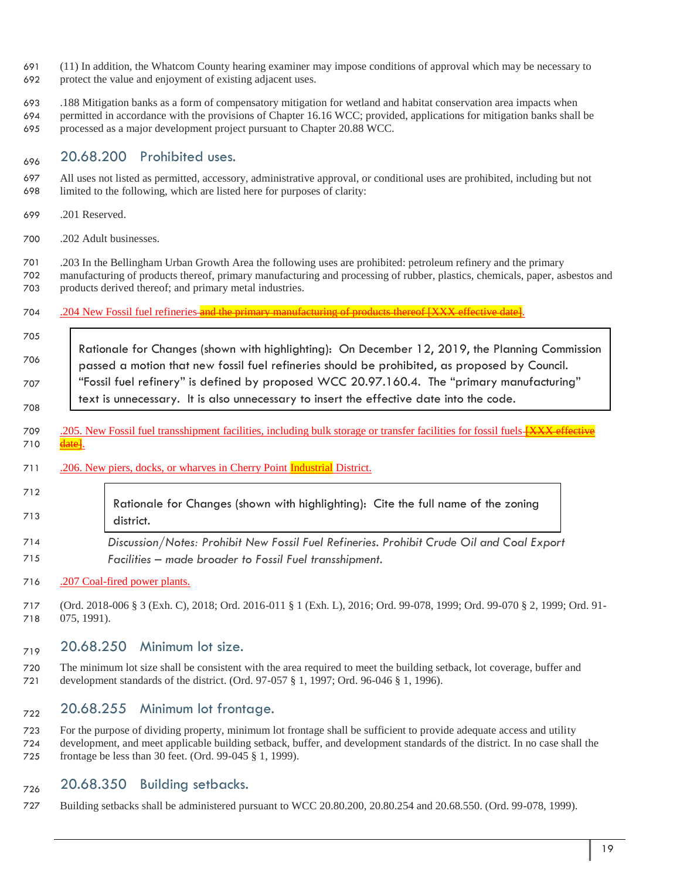(11) In addition, the Whatcom County hearing examiner may impose conditions of approval which may be necessary to protect the value and enjoyment of existing adjacent uses.

.188 Mitigation banks as a form of compensatory mitigation for wetland and habitat conservation area impacts when permitted in accordance with the provisions of Chapter 16.16 WCC; provided, applications for mitigation banks shall be processed as a major development project pursuant to Chapter 20.88 WCC.

## 20.68.200 Prohibited uses.

All uses not listed as permitted, accessory, administrative approval, or conditional uses are prohibited, including but not limited to the following, which are listed here for purposes of clarity:

.201 Reserved.

.202 Adult businesses.

.203 In the Bellingham Urban Growth Area the following uses are prohibited: petroleum refinery and the primary manufacturing of products thereof, primary manufacturing and processing of rubber, plastics, chemicals, paper, asbestos and products derived thereof; and primary metal industries.

.204 New Fossil fuel refineries ~~and the primary manufacturing of products thereof [XXX effective date]~~.

> Rationale for Changes (shown with highlighting): On December 12, 2019, the Planning Commission passed a motion that new fossil fuel refineries should be prohibited, as proposed by Council. "Fossil fuel refinery" is defined by proposed WCC 20.97.160.4. The "primary manufacturing" text is unnecessary. It is also unnecessary to insert the effective date into the code.

.205. New Fossil fuel transshipment facilities, including bulk storage or transfer facilities for fossil fuels ~~[XXX effective date]~~.

.206. New piers, docks, or wharves in Cherry Point Industrial District.

> Rationale for Changes (shown with highlighting): Cite the full name of the zoning district.

*Discussion/Notes: Prohibit New Fossil Fuel Refineries. Prohibit Crude Oil and Coal Export Facilities – made broader to Fossil Fuel transshipment.*

.207 Coal-fired power plants.

(Ord. 2018-006 § 3 (Exh. C), 2018; Ord. 2016-011 § 1 (Exh. L), 2016; Ord. 99-078, 1999; Ord. 99-070 § 2, 1999; Ord. 91-075, 1991).

## 20.68.250 Minimum lot size.

The minimum lot size shall be consistent with the area required to meet the building setback, lot coverage, buffer and development standards of the district. (Ord. 97-057 § 1, 1997; Ord. 96-046 § 1, 1996).

## 20.68.255 Minimum lot frontage.

For the purpose of dividing property, minimum lot frontage shall be sufficient to provide adequate access and utility development, and meet applicable building setback, buffer, and development standards of the district. In no case shall the frontage be less than 30 feet. (Ord. 99-045 § 1, 1999).

## 20.68.350 Building setbacks.

Building setbacks shall be administered pursuant to WCC 20.80.200, 20.80.254 and 20.68.550. (Ord. 99-078, 1999).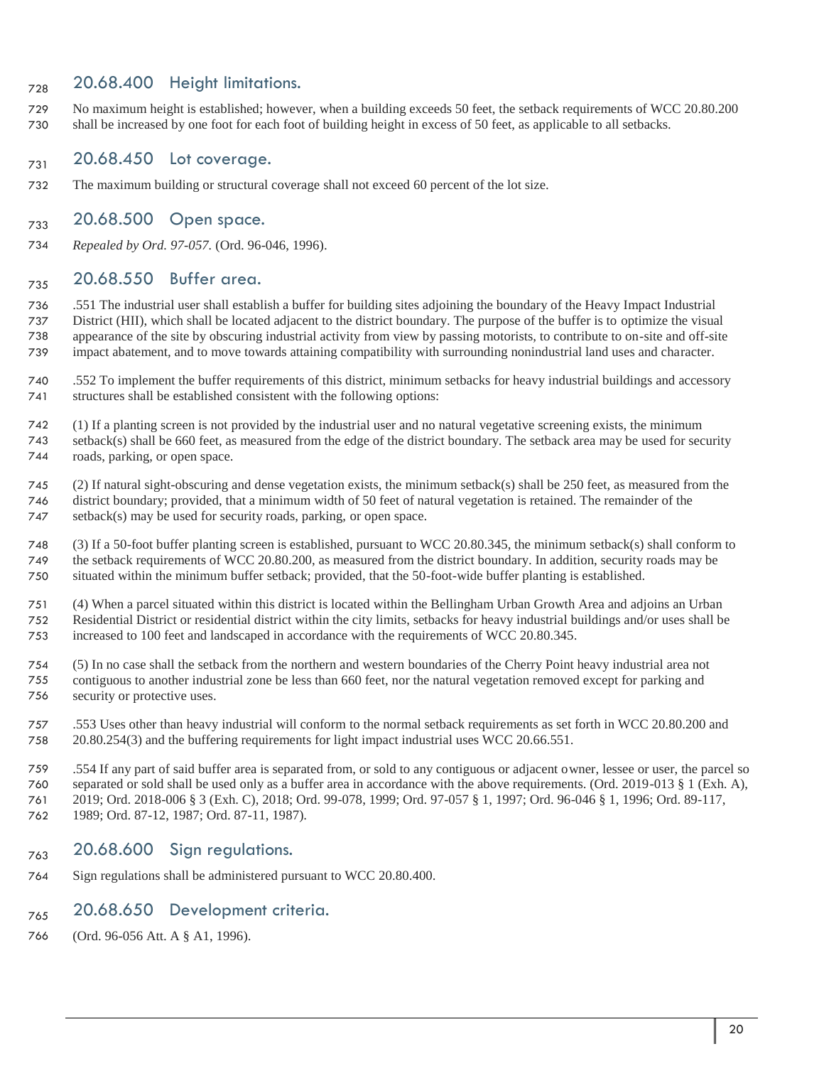## 20.68.400 Height limitations.

No maximum height is established; however, when a building exceeds 50 feet, the setback requirements of WCC 20.80.200 shall be increased by one foot for each foot of building height in excess of 50 feet, as applicable to all setbacks.

## 20.68.450 Lot coverage.

The maximum building or structural coverage shall not exceed 60 percent of the lot size.

## 20.68.500 Open space.

*Repealed by Ord. 97-057.* (Ord. 96-046, 1996).

## 20.68.550 Buffer area.

.551 The industrial user shall establish a buffer for building sites adjoining the boundary of the Heavy Impact Industrial District (HII), which shall be located adjacent to the district boundary. The purpose of the buffer is to optimize the visual appearance of the site by obscuring industrial activity from view by passing motorists, to contribute to on-site and off-site impact abatement, and to move towards attaining compatibility with surrounding nonindustrial land uses and character.

.552 To implement the buffer requirements of this district, minimum setbacks for heavy industrial buildings and accessory structures shall be established consistent with the following options:

(1) If a planting screen is not provided by the industrial user and no natural vegetative screening exists, the minimum setback(s) shall be 660 feet, as measured from the edge of the district boundary. The setback area may be used for security roads, parking, or open space.

(2) If natural sight-obscuring and dense vegetation exists, the minimum setback(s) shall be 250 feet, as measured from the district boundary; provided, that a minimum width of 50 feet of natural vegetation is retained. The remainder of the setback(s) may be used for security roads, parking, or open space.

(3) If a 50-foot buffer planting screen is established, pursuant to WCC 20.80.345, the minimum setback(s) shall conform to the setback requirements of WCC 20.80.200, as measured from the district boundary. In addition, security roads may be situated within the minimum buffer setback; provided, that the 50-foot-wide buffer planting is established.

(4) When a parcel situated within this district is located within the Bellingham Urban Growth Area and adjoins an Urban Residential District or residential district within the city limits, setbacks for heavy industrial buildings and/or uses shall be increased to 100 feet and landscaped in accordance with the requirements of WCC 20.80.345.

(5) In no case shall the setback from the northern and western boundaries of the Cherry Point heavy industrial area not contiguous to another industrial zone be less than 660 feet, nor the natural vegetation removed except for parking and security or protective uses.

.553 Uses other than heavy industrial will conform to the normal setback requirements as set forth in WCC 20.80.200 and 20.80.254(3) and the buffering requirements for light impact industrial uses WCC 20.66.551.

.554 If any part of said buffer area is separated from, or sold to any contiguous or adjacent owner, lessee or user, the parcel so separated or sold shall be used only as a buffer area in accordance with the above requirements. (Ord. 2019-013 § 1 (Exh. A), 2019; Ord. 2018-006 § 3 (Exh. C), 2018; Ord. 99-078, 1999; Ord. 97-057 § 1, 1997; Ord. 96-046 § 1, 1996; Ord. 89-117, 1989; Ord. 87-12, 1987; Ord. 87-11, 1987).

## 20.68.600 Sign regulations.

Sign regulations shall be administered pursuant to WCC 20.80.400.

## 20.68.650 Development criteria.

(Ord. 96-056 Att. A § A1, 1996).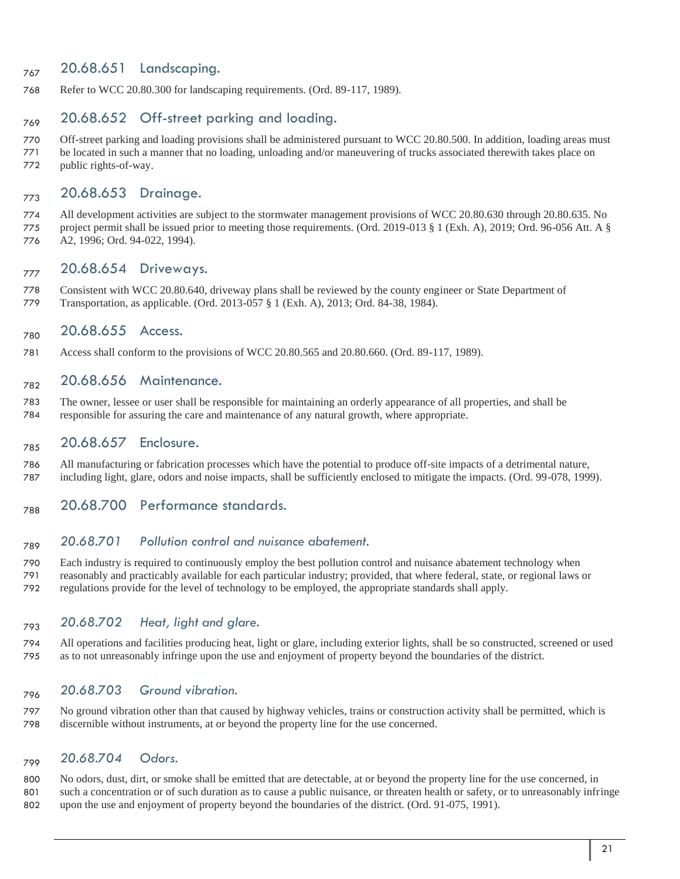### 20.68.651 Landscaping.

Refer to WCC 20.80.300 for landscaping requirements. (Ord. 89-117, 1989).

### 20.68.652 Off-street parking and loading.

Off-street parking and loading provisions shall be administered pursuant to WCC 20.80.500. In addition, loading areas must be located in such a manner that no loading, unloading and/or maneuvering of trucks associated therewith takes place on public rights-of-way.

### 20.68.653 Drainage.

All development activities are subject to the stormwater management provisions of WCC 20.80.630 through 20.80.635. No project permit shall be issued prior to meeting those requirements. (Ord. 2019-013 § 1 (Exh. A), 2019; Ord. 96-056 Att. A § A2, 1996; Ord. 94-022, 1994).

### 20.68.654 Driveways.

Consistent with WCC 20.80.640, driveway plans shall be reviewed by the county engineer or State Department of Transportation, as applicable. (Ord. 2013-057 § 1 (Exh. A), 2013; Ord. 84-38, 1984).

### 20.68.655 Access.

Access shall conform to the provisions of WCC 20.80.565 and 20.80.660. (Ord. 89-117, 1989).

### 20.68.656 Maintenance.

The owner, lessee or user shall be responsible for maintaining an orderly appearance of all properties, and shall be responsible for assuring the care and maintenance of any natural growth, where appropriate.

### 20.68.657 Enclosure.

All manufacturing or fabrication processes which have the potential to produce off-site impacts of a detrimental nature, including light, glare, odors and noise impacts, shall be sufficiently enclosed to mitigate the impacts. (Ord. 99-078, 1999).

### 20.68.700 Performance standards.

#### *20.68.701 Pollution control and nuisance abatement.*

Each industry is required to continuously employ the best pollution control and nuisance abatement technology when reasonably and practicably available for each particular industry; provided, that where federal, state, or regional laws or regulations provide for the level of technology to be employed, the appropriate standards shall apply.

#### *20.68.702 Heat, light and glare.*

All operations and facilities producing heat, light or glare, including exterior lights, shall be so constructed, screened or used as to not unreasonably infringe upon the use and enjoyment of property beyond the boundaries of the district.

#### *20.68.703 Ground vibration.*

No ground vibration other than that caused by highway vehicles, trains or construction activity shall be permitted, which is discernible without instruments, at or beyond the property line for the use concerned.

#### *20.68.704 Odors.*

No odors, dust, dirt, or smoke shall be emitted that are detectable, at or beyond the property line for the use concerned, in such a concentration or of such duration as to cause a public nuisance, or threaten health or safety, or to unreasonably infringe upon the use and enjoyment of property beyond the boundaries of the district. (Ord. 91-075, 1991).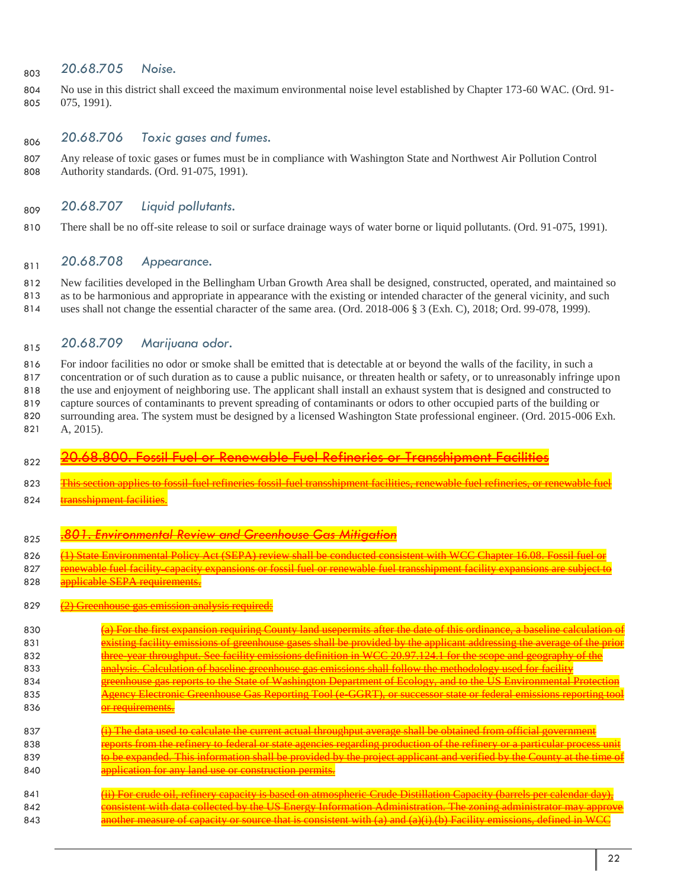### 20.68.705 Noise.

No use in this district shall exceed the maximum environmental noise level established by Chapter 173-60 WAC. (Ord. 91-075, 1991).

### 20.68.706 Toxic gases and fumes.

Any release of toxic gases or fumes must be in compliance with Washington State and Northwest Air Pollution Control Authority standards. (Ord. 91-075, 1991).

### 20.68.707 Liquid pollutants.

There shall be no off-site release to soil or surface drainage ways of water borne or liquid pollutants. (Ord. 91-075, 1991).

### 20.68.708 Appearance.

New facilities developed in the Bellingham Urban Growth Area shall be designed, constructed, operated, and maintained so as to be harmonious and appropriate in appearance with the existing or intended character of the general vicinity, and such uses shall not change the essential character of the same area. (Ord. 2018-006 § 3 (Exh. C), 2018; Ord. 99-078, 1999).

### 20.68.709 Marijuana odor.

For indoor facilities no odor or smoke shall be emitted that is detectable at or beyond the walls of the facility, in such a concentration or of such duration as to cause a public nuisance, or threaten health or safety, or to unreasonably infringe upon the use and enjoyment of neighboring use. The applicant shall install an exhaust system that is designed and constructed to capture sources of contaminants to prevent spreading of contaminants or odors to other occupied parts of the building or surrounding area. The system must be designed by a licensed Washington State professional engineer. (Ord. 2015-006 Exh. A, 2015).

### ~~20.68.800. Fossil Fuel or Renewable Fuel Refineries or Transshipment Facilities~~

~~This section applies to fossil-fuel refineries fossil-fuel transshipment facilities, renewable fuel refineries, or renewable fuel transshipment facilities.~~

#### ~~.801. Environmental Review and Greenhouse Gas Mitigation~~

~~(1) State Environmental Policy Act (SEPA) review shall be conducted consistent with WCC Chapter 16.08. Fossil fuel or renewable fuel facility-capacity expansions or fossil fuel or renewable fuel transshipment facility expansions are subject to applicable SEPA requirements.~~

~~(2) Greenhouse gas emission analysis required:~~

~~(a) For the first expansion requiring County land usepermits after the date of this ordinance, a baseline calculation of existing facility emissions of greenhouse gases shall be provided by the applicant addressing the average of the prior three-year throughput. See facility emissions definition in WCC 20.97.124.1 for the scope and geography of the analysis. Calculation of baseline greenhouse gas emissions shall follow the methodology used for facility greenhouse gas reports to the State of Washington Department of Ecology, and to the US Environmental Protection Agency Electronic Greenhouse Gas Reporting Tool (e-GGRT), or successor state or federal emissions reporting tool or requirements.~~

~~(i) The data used to calculate the current actual throughput average shall be obtained from official government reports from the refinery to federal or state agencies regarding production of the refinery or a particular process unit to be expanded. This information shall be provided by the project applicant and verified by the County at the time of application for any land use or construction permits.~~

~~(ii) For crude oil, refinery capacity is based on atmospheric Crude Distillation Capacity (barrels per calendar day), consistent with data collected by the US Energy Information Administration. The zoning administrator may approve another measure of capacity or source that is consistent with (a) and (a)(i).(b) Facility emissions, defined in WCC~~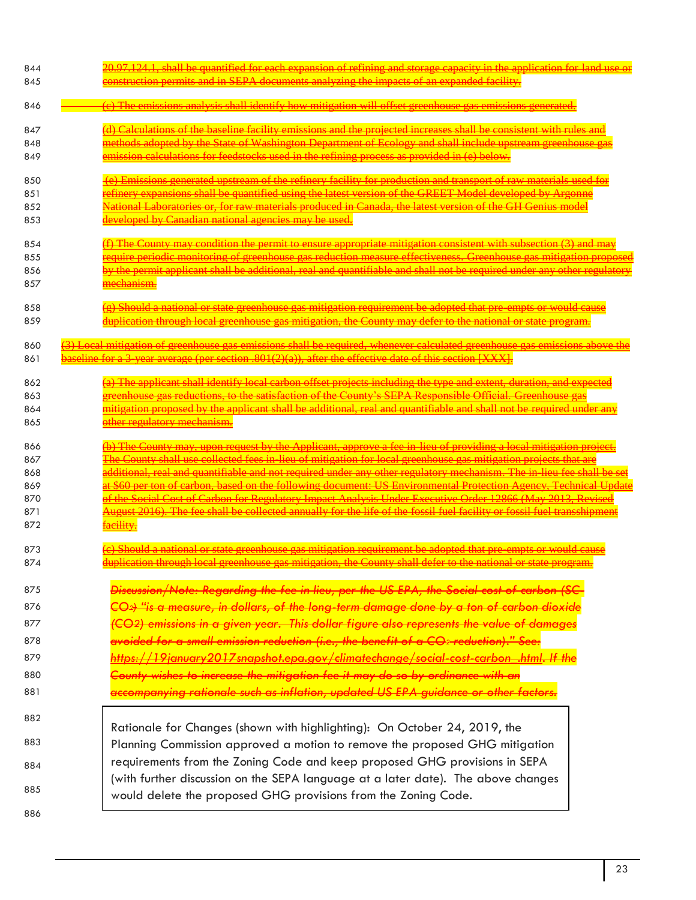~~20.97.124.1, shall be quantified for each expansion of refining and storage capacity in the application for land use or construction permits and in SEPA documents analyzing the impacts of an expanded facility.~~

~~(c) The emissions analysis shall identify how mitigation will offset greenhouse gas emissions generated.~~

~~(d) Calculations of the baseline facility emissions and the projected increases shall be consistent with rules and methods adopted by the State of Washington Department of Ecology and shall include upstream greenhouse gas emission calculations for feedstocks used in the refining process as provided in (e) below.~~

~~(e) Emissions generated upstream of the refinery facility for production and transport of raw materials used for refinery expansions shall be quantified using the latest version of the GREET Model developed by Argonne National Laboratories or, for raw materials produced in Canada, the latest version of the GH Genius model developed by Canadian national agencies may be used.~~

~~(f) The County may condition the permit to ensure appropriate mitigation consistent with subsection (3) and may require periodic monitoring of greenhouse gas reduction measure effectiveness. Greenhouse gas mitigation proposed by the permit applicant shall be additional, real and quantifiable and shall not be required under any other regulatory mechanism.~~

~~(g) Should a national or state greenhouse gas mitigation requirement be adopted that pre-empts or would cause duplication through local greenhouse gas mitigation, the County may defer to the national or state program.~~

~~(3) Local mitigation of greenhouse gas emissions shall be required, whenever calculated greenhouse gas emissions above the baseline for a 3-year average (per section .801(2)(a)), after the effective date of this section [XXX].~~

~~(a) The applicant shall identify local carbon offset projects including the type and extent, duration, and expected greenhouse gas reductions, to the satisfaction of the County's SEPA Responsible Official. Greenhouse gas mitigation proposed by the applicant shall be additional, real and quantifiable and shall not be required under any other regulatory mechanism.~~

~~(b) The County may, upon request by the Applicant, approve a fee-in-lieu of providing a local mitigation project. The County shall use collected fees in-lieu of mitigation for local greenhouse gas mitigation projects that are additional, real and quantifiable and not required under any other regulatory mechanism. The in-lieu fee shall be set at $60 per ton of carbon, based on the following document: US Environmental Protection Agency, Technical Update of the Social Cost of Carbon for Regulatory Impact Analysis Under Executive Order 12866 (May 2013, Revised August 2016). The fee shall be collected annually for the life of the fossil fuel facility or fossil fuel transshipment facility.~~

~~(c) Should a national or state greenhouse gas mitigation requirement be adopted that pre-empts or would cause duplication through local greenhouse gas mitigation, the County shall defer to the national or state program.~~

~~*Discussion/Note: Regarding the fee in lieu, per the US EPA, the Social cost of carbon (SC-$CO_2$) "is a measure, in dollars, of the long-term damage done by a ton of carbon dioxide ($CO_2$) emissions in a given year. This dollar figure also represents the value of damages avoided for a small emission reduction (i.e., the benefit of a $CO_2$ reduction)." See: https://19january2017snapshot.epa.gov/climatechange/social-cost-carbon_.html. If the County wishes to increase the mitigation fee it may do so by ordinance with an accompanying rationale such as inflation, updated US EPA guidance or other factors.*~~

> Rationale for Changes (shown with highlighting): On October 24, 2019, the Planning Commission approved a motion to remove the proposed GHG mitigation requirements from the Zoning Code and keep proposed GHG provisions in SEPA (with further discussion on the SEPA language at a later date). The above changes would delete the proposed GHG provisions from the Zoning Code.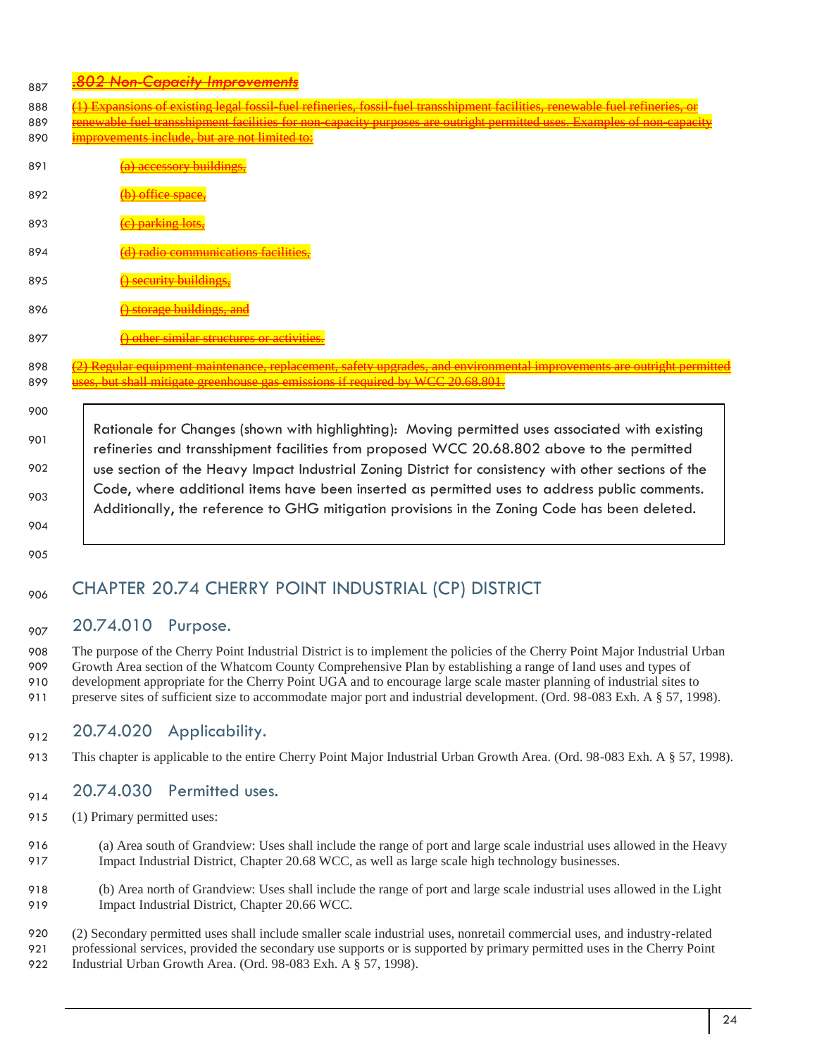~~.802 Non-Capacity Improvements~~

~~(1) Expansions of existing legal fossil-fuel refineries, fossil-fuel transshipment facilities, renewable fuel refineries, or renewable fuel transshipment facilities for non-capacity purposes are outright permitted uses. Examples of non-capacity improvements include, but are not limited to:~~

~~(a) accessory buildings,~~

~~(b) office space,~~

~~(c) parking lots,~~

~~(d) radio communications facilities,~~

~~() security buildings,~~

~~() storage buildings, and~~

~~() other similar structures or activities.~~

~~(2) Regular equipment maintenance, replacement, safety upgrades, and environmental improvements are outright permitted uses, but shall mitigate greenhouse gas emissions if required by WCC 20.68.801.~~

> Rationale for Changes (shown with highlighting): Moving permitted uses associated with existing refineries and transshipment facilities from proposed WCC 20.68.802 above to the permitted use section of the Heavy Impact Industrial Zoning District for consistency with other sections of the Code, where additional items have been inserted as permitted uses to address public comments. Additionally, the reference to GHG mitigation provisions in the Zoning Code has been deleted.

# CHAPTER 20.74 CHERRY POINT INDUSTRIAL (CP) DISTRICT

## 20.74.010 Purpose.

The purpose of the Cherry Point Industrial District is to implement the policies of the Cherry Point Major Industrial Urban Growth Area section of the Whatcom County Comprehensive Plan by establishing a range of land uses and types of development appropriate for the Cherry Point UGA and to encourage large scale master planning of industrial sites to preserve sites of sufficient size to accommodate major port and industrial development. (Ord. 98-083 Exh. A § 57, 1998).

## 20.74.020 Applicability.

This chapter is applicable to the entire Cherry Point Major Industrial Urban Growth Area. (Ord. 98-083 Exh. A § 57, 1998).

## 20.74.030 Permitted uses.

(1) Primary permitted uses:

(a) Area south of Grandview: Uses shall include the range of port and large scale industrial uses allowed in the Heavy Impact Industrial District, Chapter 20.68 WCC, as well as large scale high technology businesses.

(b) Area north of Grandview: Uses shall include the range of port and large scale industrial uses allowed in the Light Impact Industrial District, Chapter 20.66 WCC.

(2) Secondary permitted uses shall include smaller scale industrial uses, nonretail commercial uses, and industry-related professional services, provided the secondary use supports or is supported by primary permitted uses in the Cherry Point Industrial Urban Growth Area. (Ord. 98-083 Exh. A § 57, 1998).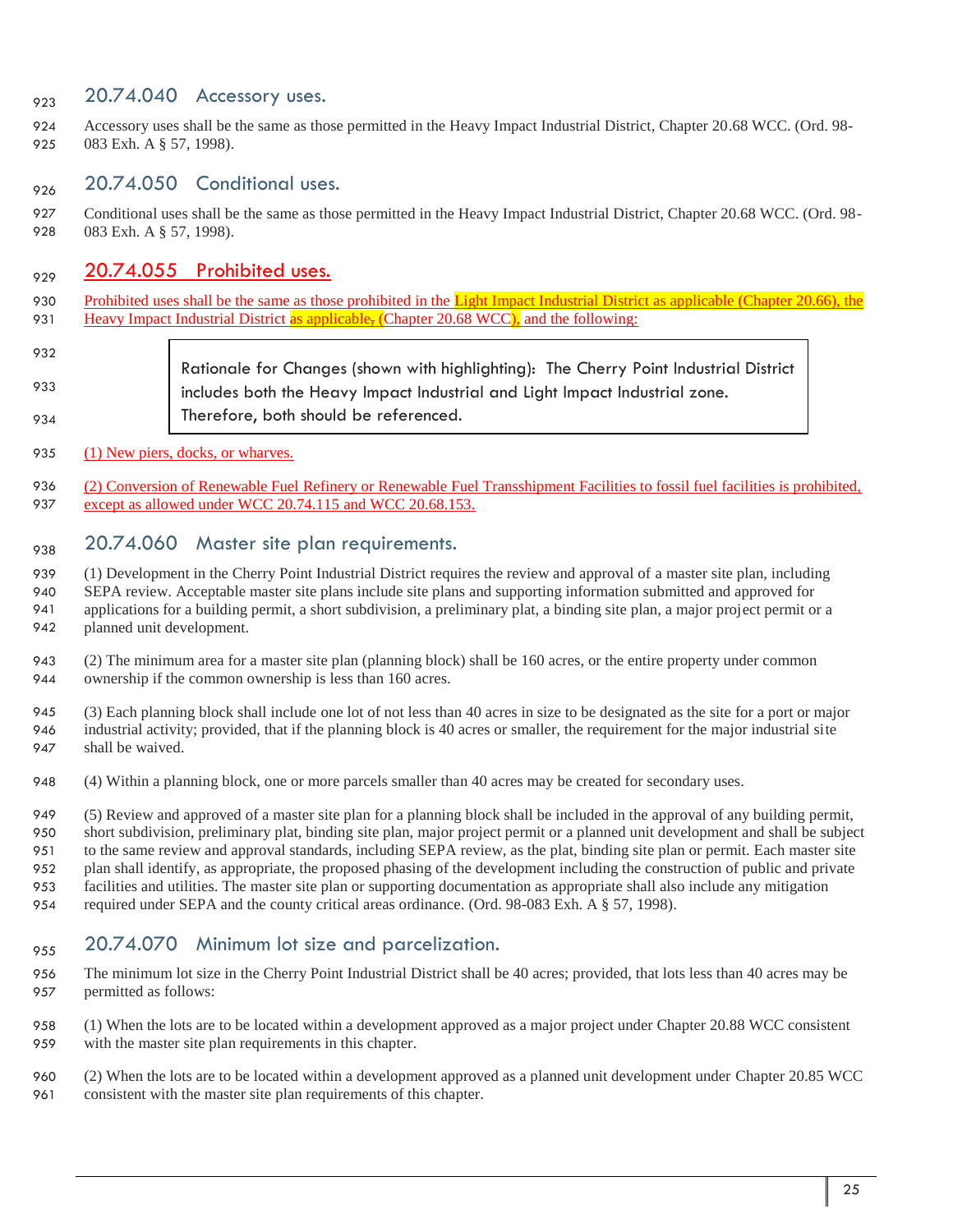## 20.74.040 Accessory uses.

Accessory uses shall be the same as those permitted in the Heavy Impact Industrial District, Chapter 20.68 WCC. (Ord. 98-083 Exh. A § 57, 1998).

## 20.74.050 Conditional uses.

Conditional uses shall be the same as those permitted in the Heavy Impact Industrial District, Chapter 20.68 WCC. (Ord. 98-083 Exh. A § 57, 1998).

## 20.74.055 Prohibited uses.

Prohibited uses shall be the same as those prohibited in the Light Impact Industrial District as applicable (Chapter 20.66), the Heavy Impact Industrial District as applicable, (Chapter 20.68 WCC), and the following:

> Rationale for Changes (shown with highlighting): The Cherry Point Industrial District includes both the Heavy Impact Industrial and Light Impact Industrial zone. Therefore, both should be referenced.

(1) New piers, docks, or wharves.

(2) Conversion of Renewable Fuel Refinery or Renewable Fuel Transshipment Facilities to fossil fuel facilities is prohibited, except as allowed under WCC 20.74.115 and WCC 20.68.153.

## 20.74.060 Master site plan requirements.

(1) Development in the Cherry Point Industrial District requires the review and approval of a master site plan, including SEPA review. Acceptable master site plans include site plans and supporting information submitted and approved for applications for a building permit, a short subdivision, a preliminary plat, a binding site plan, a major project permit or a planned unit development.

(2) The minimum area for a master site plan (planning block) shall be 160 acres, or the entire property under common ownership if the common ownership is less than 160 acres.

(3) Each planning block shall include one lot of not less than 40 acres in size to be designated as the site for a port or major industrial activity; provided, that if the planning block is 40 acres or smaller, the requirement for the major industrial site shall be waived.

(4) Within a planning block, one or more parcels smaller than 40 acres may be created for secondary uses.

(5) Review and approved of a master site plan for a planning block shall be included in the approval of any building permit, short subdivision, preliminary plat, binding site plan, major project permit or a planned unit development and shall be subject to the same review and approval standards, including SEPA review, as the plat, binding site plan or permit. Each master site plan shall identify, as appropriate, the proposed phasing of the development including the construction of public and private facilities and utilities. The master site plan or supporting documentation as appropriate shall also include any mitigation required under SEPA and the county critical areas ordinance. (Ord. 98-083 Exh. A § 57, 1998).

## 20.74.070 Minimum lot size and parcelization.

The minimum lot size in the Cherry Point Industrial District shall be 40 acres; provided, that lots less than 40 acres may be permitted as follows:

(1) When the lots are to be located within a development approved as a major project under Chapter 20.88 WCC consistent with the master site plan requirements in this chapter.

(2) When the lots are to be located within a development approved as a planned unit development under Chapter 20.85 WCC consistent with the master site plan requirements of this chapter.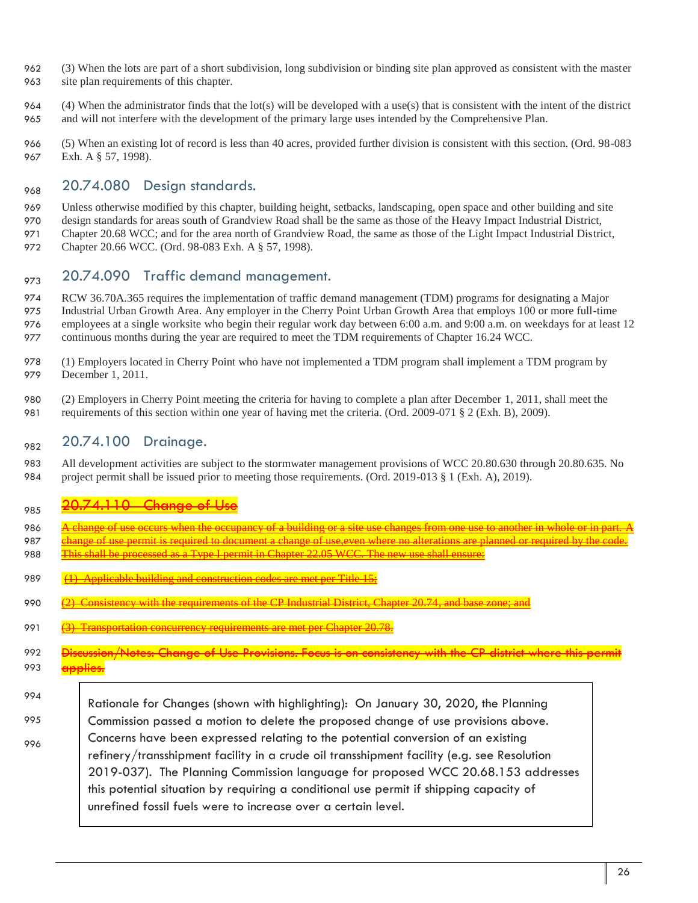(3) When the lots are part of a short subdivision, long subdivision or binding site plan approved as consistent with the master site plan requirements of this chapter.

(4) When the administrator finds that the lot(s) will be developed with a use(s) that is consistent with the intent of the district and will not interfere with the development of the primary large uses intended by the Comprehensive Plan.

(5) When an existing lot of record is less than 40 acres, provided further division is consistent with this section. (Ord. 98-083 Exh. A § 57, 1998).

## 20.74.080 Design standards.

Unless otherwise modified by this chapter, building height, setbacks, landscaping, open space and other building and site design standards for areas south of Grandview Road shall be the same as those of the Heavy Impact Industrial District, Chapter 20.68 WCC; and for the area north of Grandview Road, the same as those of the Light Impact Industrial District, Chapter 20.66 WCC. (Ord. 98-083 Exh. A § 57, 1998).

## 20.74.090 Traffic demand management.

RCW 36.70A.365 requires the implementation of traffic demand management (TDM) programs for designating a Major Industrial Urban Growth Area. Any employer in the Cherry Point Urban Growth Area that employs 100 or more full-time employees at a single worksite who begin their regular work day between 6:00 a.m. and 9:00 a.m. on weekdays for at least 12 continuous months during the year are required to meet the TDM requirements of Chapter 16.24 WCC.

(1) Employers located in Cherry Point who have not implemented a TDM program shall implement a TDM program by December 1, 2011.

(2) Employers in Cherry Point meeting the criteria for having to complete a plan after December 1, 2011, shall meet the requirements of this section within one year of having met the criteria. (Ord. 2009-071 § 2 (Exh. B), 2009).

## 20.74.100 Drainage.

All development activities are subject to the stormwater management provisions of WCC 20.80.630 through 20.80.635. No project permit shall be issued prior to meeting those requirements. (Ord. 2019-013 § 1 (Exh. A), 2019).

## ~~20.74.110 Change of Use~~

~~A change of use occurs when the occupancy of a building or a site use changes from one use to another in whole or in part. A change of use permit is required to document a change of use,even where no alterations are planned or required by the code. This shall be processed as a Type I permit in Chapter 22.05 WCC. The new use shall ensure:~~

~~(1) Applicable building and construction codes are met per Title 15;~~

~~(2) Consistency with the requirements of the CP Industrial District, Chapter 20.74, and base zone; and~~

~~(3) Transportation concurrency requirements are met per Chapter 20.78.~~

~~Discussion/Notes: Change of Use Provisions. Focus is on consistency with the CP district where this permit applies.~~

> Rationale for Changes (shown with highlighting): On January 30, 2020, the Planning Commission passed a motion to delete the proposed change of use provisions above. Concerns have been expressed relating to the potential conversion of an existing refinery/transshipment facility in a crude oil transshipment facility (e.g. see Resolution 2019-037). The Planning Commission language for proposed WCC 20.68.153 addresses this potential situation by requiring a conditional use permit if shipping capacity of unrefined fossil fuels were to increase over a certain level.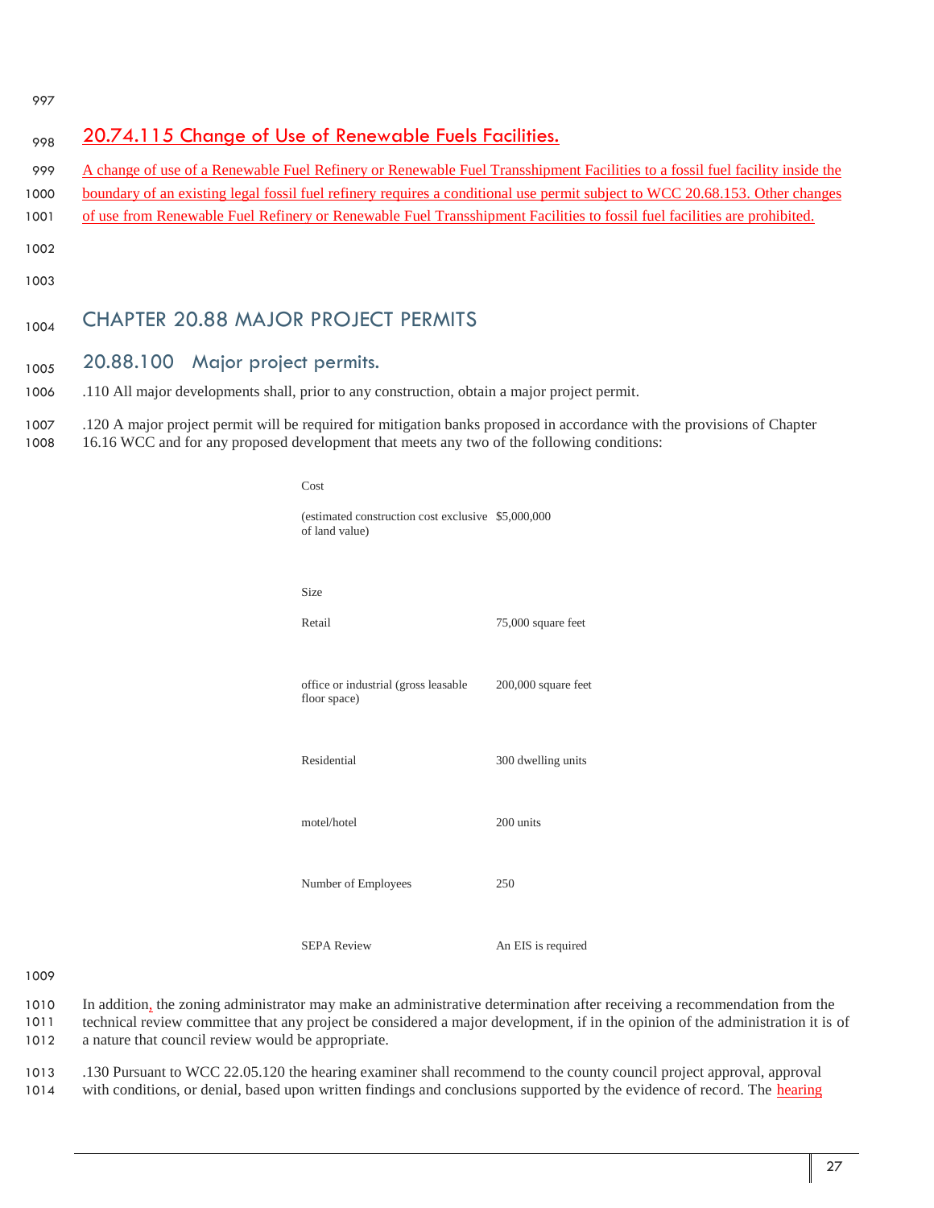## 20.74.115 Change of Use of Renewable Fuels Facilities.

A change of use of a Renewable Fuel Refinery or Renewable Fuel Transshipment Facilities to a fossil fuel facility inside the boundary of an existing legal fossil fuel refinery requires a conditional use permit subject to WCC 20.68.153. Other changes of use from Renewable Fuel Refinery or Renewable Fuel Transshipment Facilities to fossil fuel facilities are prohibited.

# CHAPTER 20.88 MAJOR PROJECT PERMITS

## 20.88.100 Major project permits.

.110 All major developments shall, prior to any construction, obtain a major project permit.

.120 A major project permit will be required for mitigation banks proposed in accordance with the provisions of Chapter 16.16 WCC and for any proposed development that meets any two of the following conditions:

| | |
|---|---|
| Cost | |
| (estimated construction cost exclusive of land value) | $5,000,000 |
| Size | |
| Retail | 75,000 square feet |
| office or industrial (gross leasable floor space) | 200,000 square feet |
| Residential | 300 dwelling units |
| motel/hotel | 200 units |
| Number of Employees | 250 |
| SEPA Review | An EIS is required |

In addition, the zoning administrator may make an administrative determination after receiving a recommendation from the technical review committee that any project be considered a major development, if in the opinion of the administration it is of a nature that council review would be appropriate.

.130 Pursuant to WCC 22.05.120 the hearing examiner shall recommend to the county council project approval, approval with conditions, or denial, based upon written findings and conclusions supported by the evidence of record. The hearing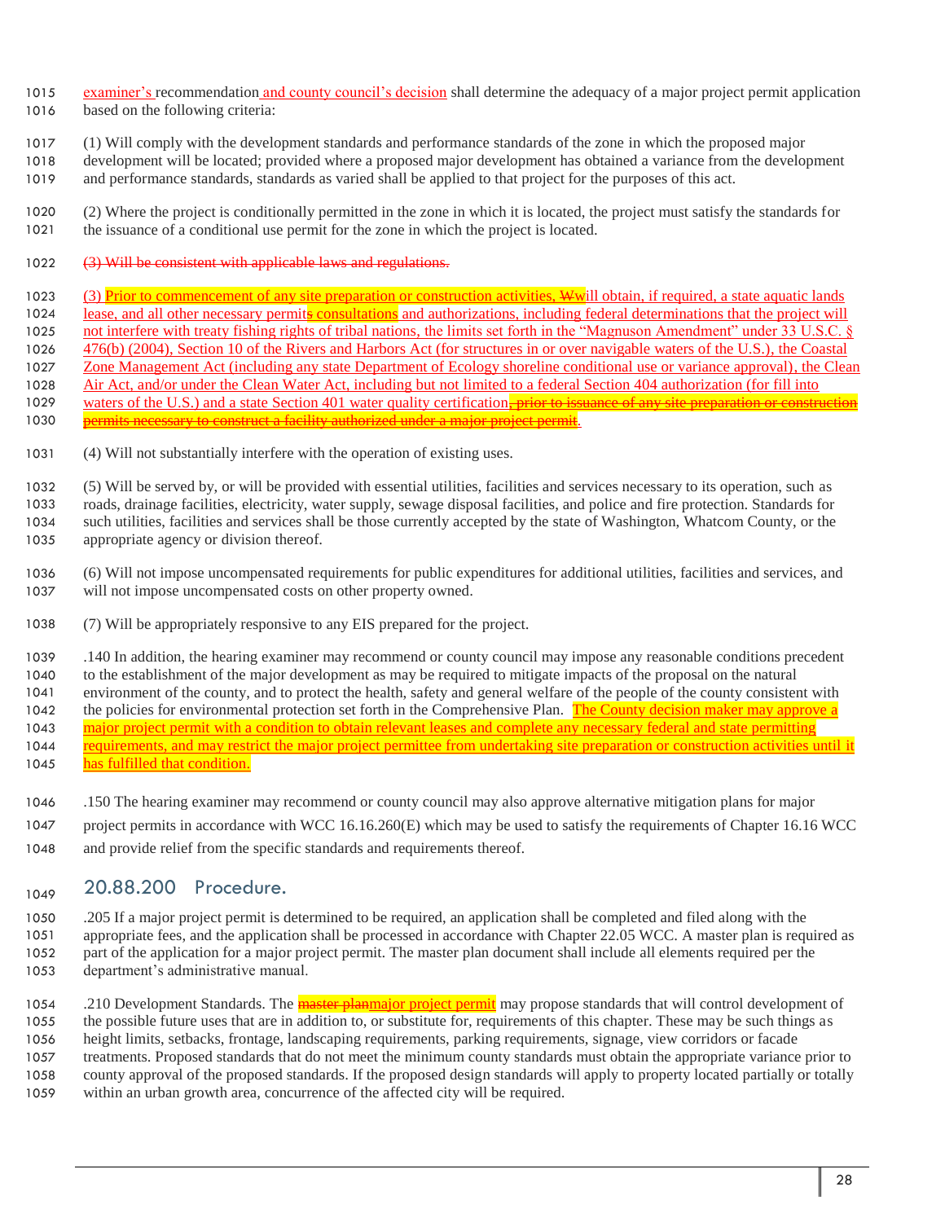examiner's recommendation and county council's decision shall determine the adequacy of a major project permit application based on the following criteria:

(1) Will comply with the development standards and performance standards of the zone in which the proposed major development will be located; provided where a proposed major development has obtained a variance from the development and performance standards, standards as varied shall be applied to that project for the purposes of this act.

(2) Where the project is conditionally permitted in the zone in which it is located, the project must satisfy the standards for the issuance of a conditional use permit for the zone in which the project is located.

~~(3) Will be consistent with applicable laws and regulations.~~

(3) Prior to commencement of any site preparation or construction activities, ~~W~~will obtain, if required, a state aquatic lands lease, and all other necessary permit~~s~~ consultations and authorizations, including federal determinations that the project will not interfere with treaty fishing rights of tribal nations, the limits set forth in the "Magnuson Amendment" under 33 U.S.C. § 476(b) (2004), Section 10 of the Rivers and Harbors Act (for structures in or over navigable waters of the U.S.), the Coastal Zone Management Act (including any state Department of Ecology shoreline conditional use or variance approval), the Clean Air Act, and/or under the Clean Water Act, including but not limited to a federal Section 404 authorization (for fill into waters of the U.S.) and a state Section 401 water quality certification~~, prior to issuance of any site preparation or construction permits necessary to construct a facility authorized under a major project permit~~.

(4) Will not substantially interfere with the operation of existing uses.

(5) Will be served by, or will be provided with essential utilities, facilities and services necessary to its operation, such as roads, drainage facilities, electricity, water supply, sewage disposal facilities, and police and fire protection. Standards for such utilities, facilities and services shall be those currently accepted by the state of Washington, Whatcom County, or the appropriate agency or division thereof.

(6) Will not impose uncompensated requirements for public expenditures for additional utilities, facilities and services, and will not impose uncompensated costs on other property owned.

(7) Will be appropriately responsive to any EIS prepared for the project.

.140 In addition, the hearing examiner may recommend or county council may impose any reasonable conditions precedent to the establishment of the major development as may be required to mitigate impacts of the proposal on the natural environment of the county, and to protect the health, safety and general welfare of the people of the county consistent with the policies for environmental protection set forth in the Comprehensive Plan. The County decision maker may approve a major project permit with a condition to obtain relevant leases and complete any necessary federal and state permitting requirements, and may restrict the major project permittee from undertaking site preparation or construction activities until it has fulfilled that condition.

.150 The hearing examiner may recommend or county council may also approve alternative mitigation plans for major project permits in accordance with WCC 16.16.260(E) which may be used to satisfy the requirements of Chapter 16.16 WCC and provide relief from the specific standards and requirements thereof.

## 20.88.200 Procedure.

.205 If a major project permit is determined to be required, an application shall be completed and filed along with the appropriate fees, and the application shall be processed in accordance with Chapter 22.05 WCC. A master plan is required as part of the application for a major project permit. The master plan document shall include all elements required per the department's administrative manual.

.210 Development Standards. The ~~master plan~~major project permit may propose standards that will control development of the possible future uses that are in addition to, or substitute for, requirements of this chapter. These may be such things as height limits, setbacks, frontage, landscaping requirements, parking requirements, signage, view corridors or facade treatments. Proposed standards that do not meet the minimum county standards must obtain the appropriate variance prior to county approval of the proposed standards. If the proposed design standards will apply to property located partially or totally within an urban growth area, concurrence of the affected city will be required.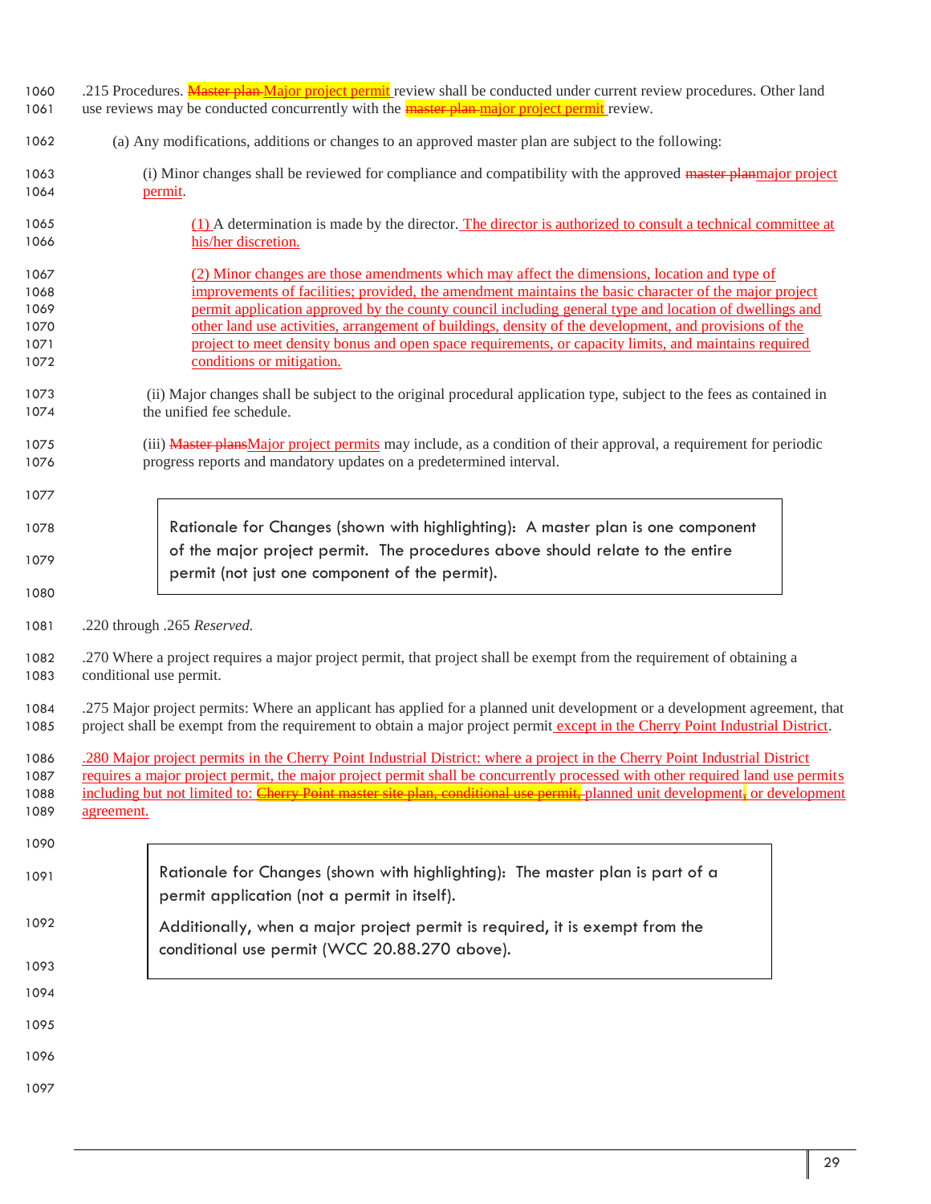.215 Procedures. ~~Master plan~~ Major project permit review shall be conducted under current review procedures. Other land use reviews may be conducted concurrently with the ~~master plan~~ major project permit review.

(a) Any modifications, additions or changes to an approved master plan are subject to the following:

(i) Minor changes shall be reviewed for compliance and compatibility with the approved ~~master plan~~major project permit.

(1) A determination is made by the director. The director is authorized to consult a technical committee at his/her discretion.

(2) Minor changes are those amendments which may affect the dimensions, location and type of improvements of facilities; provided, the amendment maintains the basic character of the major project permit application approved by the county council including general type and location of dwellings and other land use activities, arrangement of buildings, density of the development, and provisions of the project to meet density bonus and open space requirements, or capacity limits, and maintains required conditions or mitigation.

(ii) Major changes shall be subject to the original procedural application type, subject to the fees as contained in the unified fee schedule.

(iii) ~~Master plans~~Major project permits may include, as a condition of their approval, a requirement for periodic progress reports and mandatory updates on a predetermined interval.

> Rationale for Changes (shown with highlighting): A master plan is one component of the major project permit. The procedures above should relate to the entire permit (not just one component of the permit).

.220 through .265 *Reserved.*

.270 Where a project requires a major project permit, that project shall be exempt from the requirement of obtaining a conditional use permit.

.275 Major project permits: Where an applicant has applied for a planned unit development or a development agreement, that project shall be exempt from the requirement to obtain a major project permit except in the Cherry Point Industrial District.

.280 Major project permits in the Cherry Point Industrial District: where a project in the Cherry Point Industrial District requires a major project permit, the major project permit shall be concurrently processed with other required land use permits including but not limited to: ~~Cherry Point master site plan, conditional use permit,~~ planned unit development~~,~~ or development agreement.

> Rationale for Changes (shown with highlighting): The master plan is part of a permit application (not a permit in itself).
>
> Additionally, when a major project permit is required, it is exempt from the conditional use permit (WCC 20.88.270 above).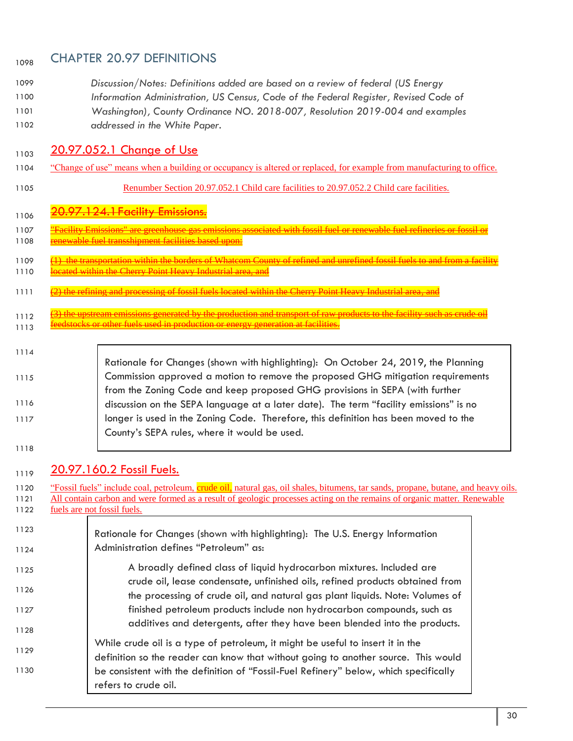# CHAPTER 20.97 DEFINITIONS

*Discussion/Notes: Definitions added are based on a review of federal (US Energy Information Administration, US Census, Code of the Federal Register, Revised Code of Washington), County Ordinance NO. 2018-007, Resolution 2019-004 and examples addressed in the White Paper.*

## 20.97.052.1 Change of Use

"Change of use" means when a building or occupancy is altered or replaced, for example from manufacturing to office.

Renumber Section 20.97.052.1 Child care facilities to 20.97.052.2 Child care facilities.

## ~~20.97.124.1 Facility Emissions.~~

~~"Facility Emissions" are greenhouse gas emissions associated with fossil fuel or renewable fuel refineries or fossil or renewable fuel transshipment facilities based upon:~~

~~(1) the transportation within the borders of Whatcom County of refined and unrefined fossil fuels to and from a facility located within the Cherry Point Heavy Industrial area, and~~

~~(2) the refining and processing of fossil fuels located within the Cherry Point Heavy Industrial area, and~~

~~(3) the upstream emissions generated by the production and transport of raw products to the facility such as crude oil feedstocks or other fuels used in production or energy generation at facilities.~~

> Rationale for Changes (shown with highlighting): On October 24, 2019, the Planning Commission approved a motion to remove the proposed GHG mitigation requirements from the Zoning Code and keep proposed GHG provisions in SEPA (with further discussion on the SEPA language at a later date). The term "facility emissions" is no longer used in the Zoning Code. Therefore, this definition has been moved to the County's SEPA rules, where it would be used.

## 20.97.160.2 Fossil Fuels.

"Fossil fuels" include coal, petroleum, crude oil, natural gas, oil shales, bitumens, tar sands, propane, butane, and heavy oils. All contain carbon and were formed as a result of geologic processes acting on the remains of organic matter. Renewable fuels are not fossil fuels.

> Rationale for Changes (shown with highlighting): The U.S. Energy Information Administration defines "Petroleum" as:
>
> > A broadly defined class of liquid hydrocarbon mixtures. Included are crude oil, lease condensate, unfinished oils, refined products obtained from the processing of crude oil, and natural gas plant liquids. Note: Volumes of finished petroleum products include non hydrocarbon compounds, such as additives and detergents, after they have been blended into the products.
>
> While crude oil is a type of petroleum, it might be useful to insert it in the definition so the reader can know that without going to another source. This would be consistent with the definition of "Fossil-Fuel Refinery" below, which specifically refers to crude oil.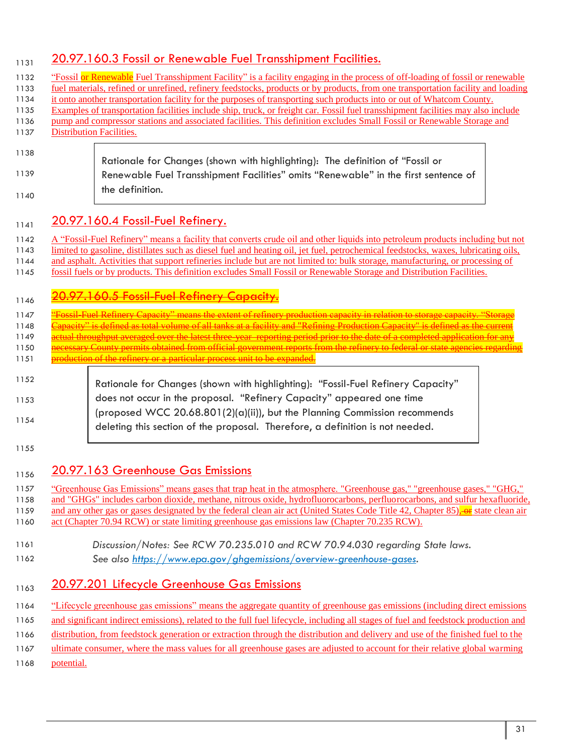## 20.97.160.3 Fossil or Renewable Fuel Transshipment Facilities.

"Fossil or Renewable Fuel Transshipment Facility" is a facility engaging in the process of off-loading of fossil or renewable fuel materials, refined or unrefined, refinery feedstocks, products or by products, from one transportation facility and loading it onto another transportation facility for the purposes of transporting such products into or out of Whatcom County. Examples of transportation facilities include ship, truck, or freight car. Fossil fuel transshipment facilities may also include pump and compressor stations and associated facilities. This definition excludes Small Fossil or Renewable Storage and Distribution Facilities.

> Rationale for Changes (shown with highlighting): The definition of "Fossil or Renewable Fuel Transshipment Facilities" omits "Renewable" in the first sentence of the definition.

## 20.97.160.4 Fossil-Fuel Refinery.

A "Fossil-Fuel Refinery" means a facility that converts crude oil and other liquids into petroleum products including but not limited to gasoline, distillates such as diesel fuel and heating oil, jet fuel, petrochemical feedstocks, waxes, lubricating oils, and asphalt. Activities that support refineries include but are not limited to: bulk storage, manufacturing, or processing of fossil fuels or by products. This definition excludes Small Fossil or Renewable Storage and Distribution Facilities.

## ~~20.97.160.5 Fossil-Fuel Refinery Capacity.~~

~~"Fossil-Fuel Refinery Capacity" means the extent of refinery production capacity in relation to storage capacity. "Storage Capacity" is defined as total volume of all tanks at a facility and "Refining Production Capacity" is defined as the current actual throughput averaged over the latest three-year reporting period prior to the date of a completed application for any necessary County permits obtained from official government reports from the refinery to federal or state agencies regarding production of the refinery or a particular process unit to be expanded.~~

> Rationale for Changes (shown with highlighting): "Fossil-Fuel Refinery Capacity" does not occur in the proposal. "Refinery Capacity" appeared one time (proposed WCC 20.68.801(2)(a)(ii)), but the Planning Commission recommends deleting this section of the proposal. Therefore, a definition is not needed.

## 20.97.163 Greenhouse Gas Emissions

"Greenhouse Gas Emissions" means gases that trap heat in the atmosphere. "Greenhouse gas," "greenhouse gases," "GHG," and "GHGs" includes carbon dioxide, methane, nitrous oxide, hydrofluorocarbons, perfluorocarbons, and sulfur hexafluoride, and any other gas or gases designated by the federal clean air act (United States Code Title 42, Chapter 85), ~~or~~ state clean air act (Chapter 70.94 RCW) or state limiting greenhouse gas emissions law (Chapter 70.235 RCW).

*Discussion/Notes: See RCW 70.235.010 and RCW 70.94.030 regarding State laws. See also https://www.epa.gov/ghgemissions/overview-greenhouse-gases.*

## 20.97.201 Lifecycle Greenhouse Gas Emissions

"Lifecycle greenhouse gas emissions" means the aggregate quantity of greenhouse gas emissions (including direct emissions and significant indirect emissions), related to the full fuel lifecycle, including all stages of fuel and feedstock production and distribution, from feedstock generation or extraction through the distribution and delivery and use of the finished fuel to the ultimate consumer, where the mass values for all greenhouse gases are adjusted to account for their relative global warming potential.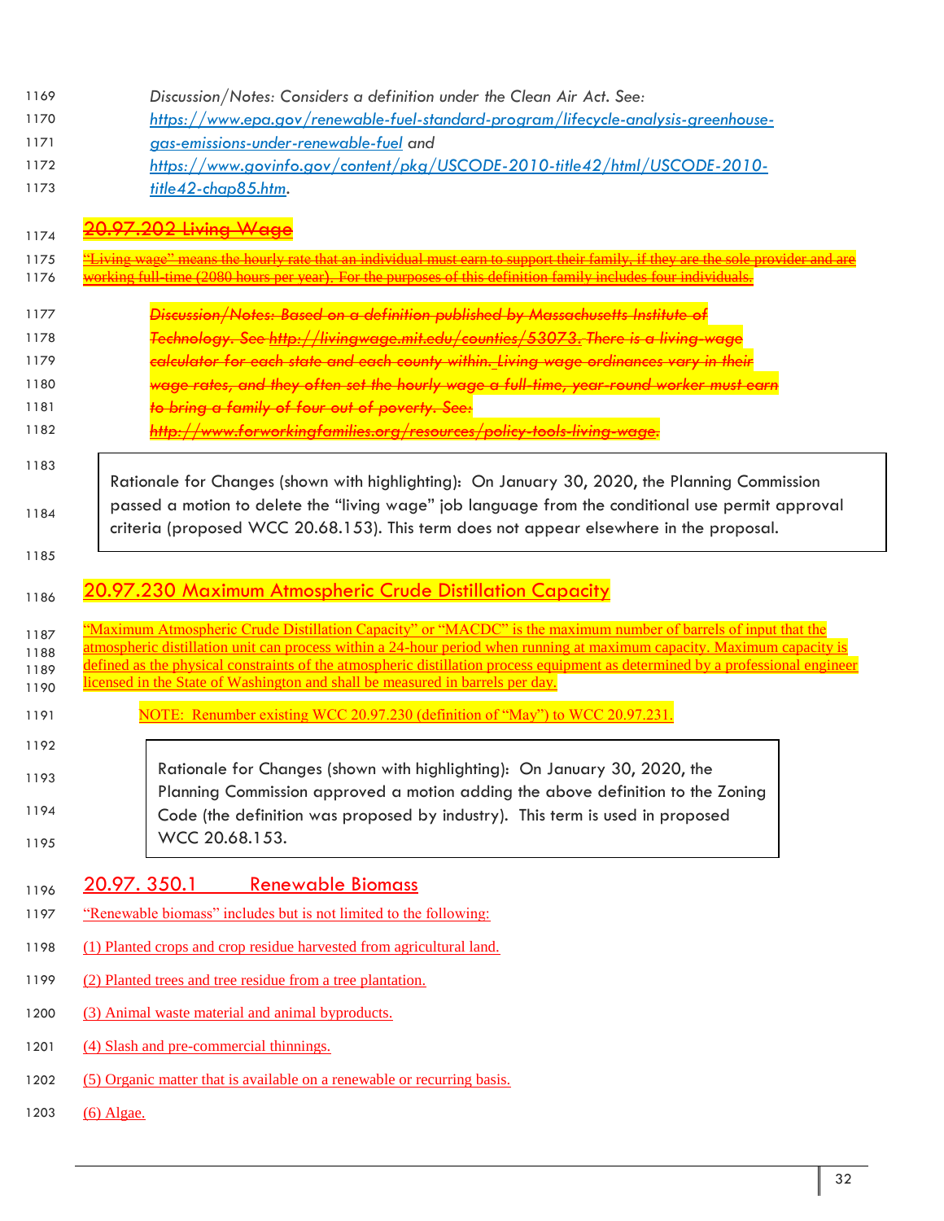*Discussion/Notes: Considers a definition under the Clean Air Act. See: https://www.epa.gov/renewable-fuel-standard-program/lifecycle-analysis-greenhouse-gas-emissions-under-renewable-fuel and https://www.govinfo.gov/content/pkg/USCODE-2010-title42/html/USCODE-2010-title42-chap85.htm.*

## ~~20.97.202 Living Wage~~

~~"Living wage" means the hourly rate that an individual must earn to support their family, if they are the sole provider and are working full-time (2080 hours per year). For the purposes of this definition family includes four individuals.~~

> ~~*Discussion/Notes: Based on a definition published by Massachusetts Institute of Technology. See http://livingwage.mit.edu/counties/53073. There is a living-wage calculator for each state and each county within. Living wage ordinances vary in their wage rates, and they often set the hourly wage a full-time, year-round worker must earn to bring a family of four out of poverty. See: http://www.forworkingfamilies.org/resources/policy-tools-living-wage.*~~

> Rationale for Changes (shown with highlighting): On January 30, 2020, the Planning Commission passed a motion to delete the "living wage" job language from the conditional use permit approval criteria (proposed WCC 20.68.153). This term does not appear elsewhere in the proposal.

## 20.97.230 Maximum Atmospheric Crude Distillation Capacity

"Maximum Atmospheric Crude Distillation Capacity" or "MACDC" is the maximum number of barrels of input that the atmospheric distillation unit can process within a 24-hour period when running at maximum capacity. Maximum capacity is defined as the physical constraints of the atmospheric distillation process equipment as determined by a professional engineer licensed in the State of Washington and shall be measured in barrels per day.

NOTE: Renumber existing WCC 20.97.230 (definition of "May") to WCC 20.97.231.

> Rationale for Changes (shown with highlighting): On January 30, 2020, the Planning Commission approved a motion adding the above definition to the Zoning Code (the definition was proposed by industry). This term is used in proposed WCC 20.68.153.

## 20.97. 350.1 Renewable Biomass

"Renewable biomass" includes but is not limited to the following:

(1) Planted crops and crop residue harvested from agricultural land.

(2) Planted trees and tree residue from a tree plantation.

(3) Animal waste material and animal byproducts.

(4) Slash and pre-commercial thinnings.

(5) Organic matter that is available on a renewable or recurring basis.

(6) Algae.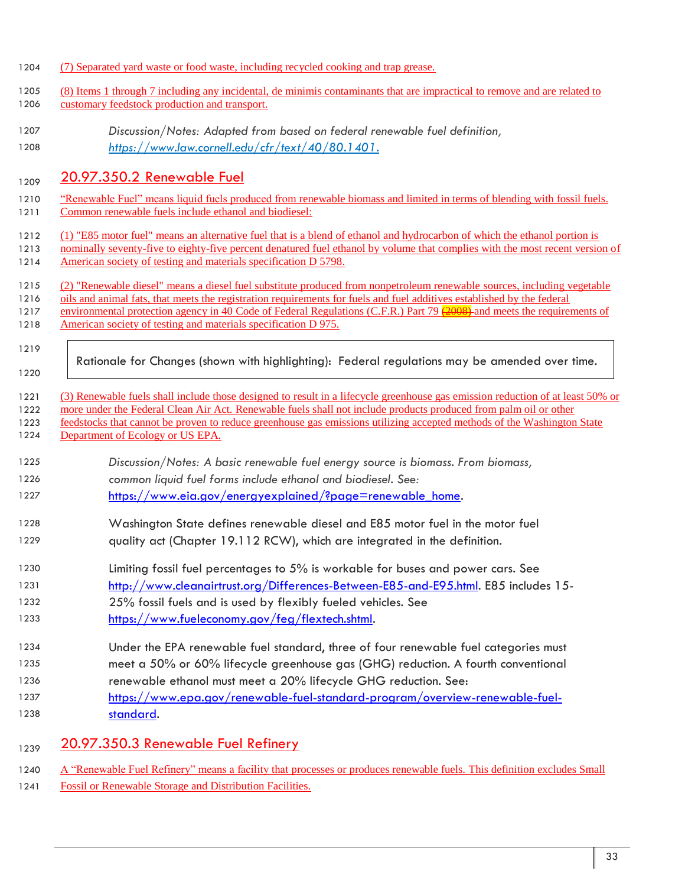(7) Separated yard waste or food waste, including recycled cooking and trap grease.

(8) Items 1 through 7 including any incidental, de minimis contaminants that are impractical to remove and are related to customary feedstock production and transport.

*Discussion/Notes: Adapted from based on federal renewable fuel definition, https://www.law.cornell.edu/cfr/text/40/80.1401.*

## 20.97.350.2 Renewable Fuel

"Renewable Fuel" means liquid fuels produced from renewable biomass and limited in terms of blending with fossil fuels. Common renewable fuels include ethanol and biodiesel:

(1) "E85 motor fuel" means an alternative fuel that is a blend of ethanol and hydrocarbon of which the ethanol portion is nominally seventy-five to eighty-five percent denatured fuel ethanol by volume that complies with the most recent version of American society of testing and materials specification D 5798.

(2) "Renewable diesel" means a diesel fuel substitute produced from nonpetroleum renewable sources, including vegetable oils and animal fats, that meets the registration requirements for fuels and fuel additives established by the federal environmental protection agency in 40 Code of Federal Regulations (C.F.R.) Part 79 ~~(2008)~~ and meets the requirements of American society of testing and materials specification D 975.

> Rationale for Changes (shown with highlighting): Federal regulations may be amended over time.

(3) Renewable fuels shall include those designed to result in a lifecycle greenhouse gas emission reduction of at least 50% or more under the Federal Clean Air Act. Renewable fuels shall not include products produced from palm oil or other feedstocks that cannot be proven to reduce greenhouse gas emissions utilizing accepted methods of the Washington State Department of Ecology or US EPA.

*Discussion/Notes: A basic renewable fuel energy source is biomass. From biomass, common liquid fuel forms include ethanol and biodiesel. See:* https://www.eia.gov/energyexplained/?page=renewable_home.

Washington State defines renewable diesel and E85 motor fuel in the motor fuel quality act (Chapter 19.112 RCW), which are integrated in the definition.

Limiting fossil fuel percentages to 5% is workable for buses and power cars. See http://www.cleanairtrust.org/Differences-Between-E85-and-E95.html. E85 includes 15-25% fossil fuels and is used by flexibly fueled vehicles. See https://www.fueleconomy.gov/feg/flextech.shtml.

Under the EPA renewable fuel standard, three of four renewable fuel categories must meet a 50% or 60% lifecycle greenhouse gas (GHG) reduction. A fourth conventional renewable ethanol must meet a 20% lifecycle GHG reduction. See: https://www.epa.gov/renewable-fuel-standard-program/overview-renewable-fuel-standard.

## 20.97.350.3 Renewable Fuel Refinery

A "Renewable Fuel Refinery" means a facility that processes or produces renewable fuels. This definition excludes Small Fossil or Renewable Storage and Distribution Facilities.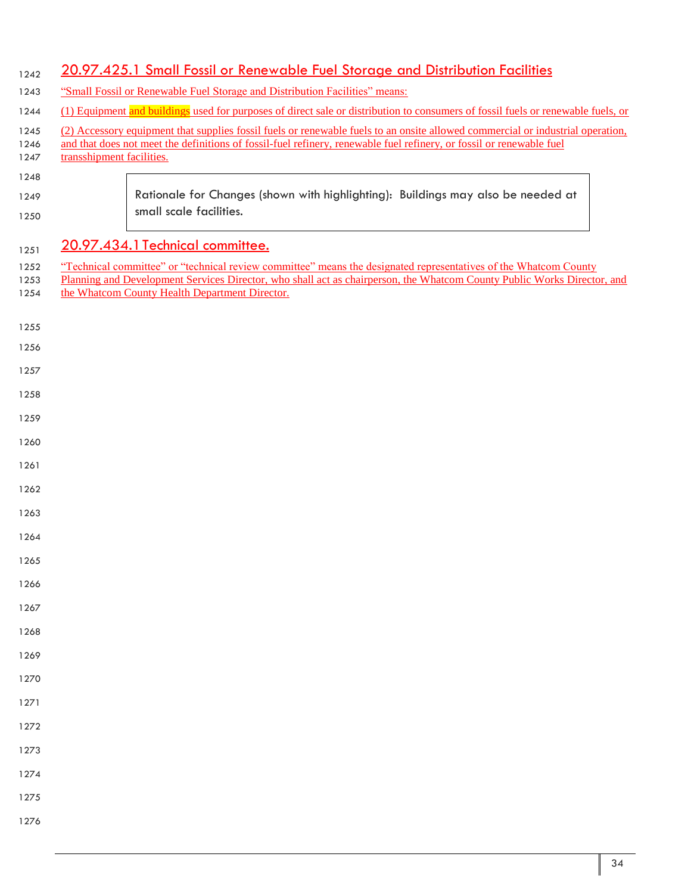## 20.97.425.1 Small Fossil or Renewable Fuel Storage and Distribution Facilities

"Small Fossil or Renewable Fuel Storage and Distribution Facilities" means:

(1) Equipment and buildings used for purposes of direct sale or distribution to consumers of fossil fuels or renewable fuels, or

(2) Accessory equipment that supplies fossil fuels or renewable fuels to an onsite allowed commercial or industrial operation, and that does not meet the definitions of fossil-fuel refinery, renewable fuel refinery, or fossil or renewable fuel transshipment facilities.

> Rationale for Changes (shown with highlighting): Buildings may also be needed at small scale facilities.

## 20.97.434.1 Technical committee.

"Technical committee" or "technical review committee" means the designated representatives of the Whatcom County Planning and Development Services Director, who shall act as chairperson, the Whatcom County Public Works Director, and the Whatcom County Health Department Director.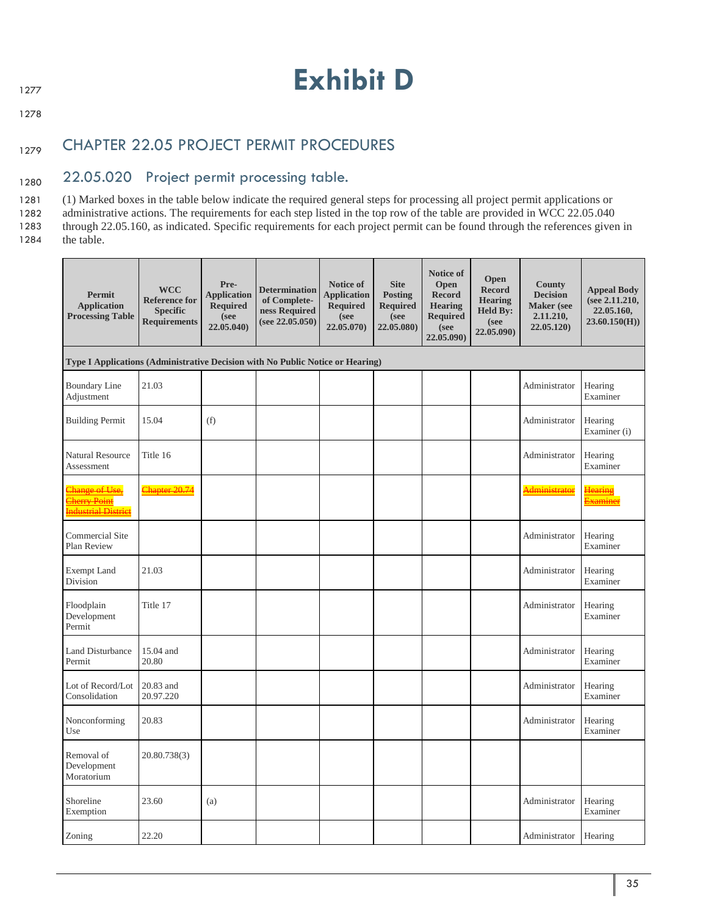# Exhibit D

## CHAPTER 22.05 PROJECT PERMIT PROCEDURES

### 22.05.020 Project permit processing table.

(1) Marked boxes in the table below indicate the required general steps for processing all project permit applications or administrative actions. The requirements for each step listed in the top row of the table are provided in WCC 22.05.040 through 22.05.160, as indicated. Specific requirements for each project permit can be found through the references given in the table.

| Permit Application Processing Table | WCC Reference for Specific Requirements | Pre-Application Required (see 22.05.040) | Determination of Completeness Required (see 22.05.050) | Notice of Application Required (see 22.05.070) | Site Posting Required (see 22.05.080) | Notice of Open Record Hearing Required (see 22.05.090) | Open Record Hearing Held By: (see 22.05.090) | County Decision Maker (see 2.11.210, 22.05.120) | Appeal Body (see 2.11.210, 22.05.160, 23.60.150(H)) |
|---|---|---|---|---|---|---|---|---|---|
| **Type I Applications (Administrative Decision with No Public Notice or Hearing)** | | | | | | | | | |
| Boundary Line Adjustment | 21.03 | | | | | | | Administrator | Hearing Examiner |
| Building Permit | 15.04 | (f) | | | | | | Administrator | Hearing Examiner (i) |
| Natural Resource Assessment | Title 16 | | | | | | | Administrator | Hearing Examiner |
| ~~Change of Use, Cherry Point Industrial District~~ | ~~Chapter 20.74~~ | | | | | | | ~~Administrator~~ | ~~Hearing Examiner~~ |
| Commercial Site Plan Review | | | | | | | | Administrator | Hearing Examiner |
| Exempt Land Division | 21.03 | | | | | | | Administrator | Hearing Examiner |
| Floodplain Development Permit | Title 17 | | | | | | | Administrator | Hearing Examiner |
| Land Disturbance Permit | 15.04 and 20.80 | | | | | | | Administrator | Hearing Examiner |
| Lot of Record/Lot Consolidation | 20.83 and 20.97.220 | | | | | | | Administrator | Hearing Examiner |
| Nonconforming Use | 20.83 | | | | | | | Administrator | Hearing Examiner |
| Removal of Development Moratorium | 20.80.738(3) | | | | | | | | |
| Shoreline Exemption | 23.60 | (a) | | | | | | Administrator | Hearing Examiner |
| Zoning | 22.20 | | | | | | | Administrator | Hearing |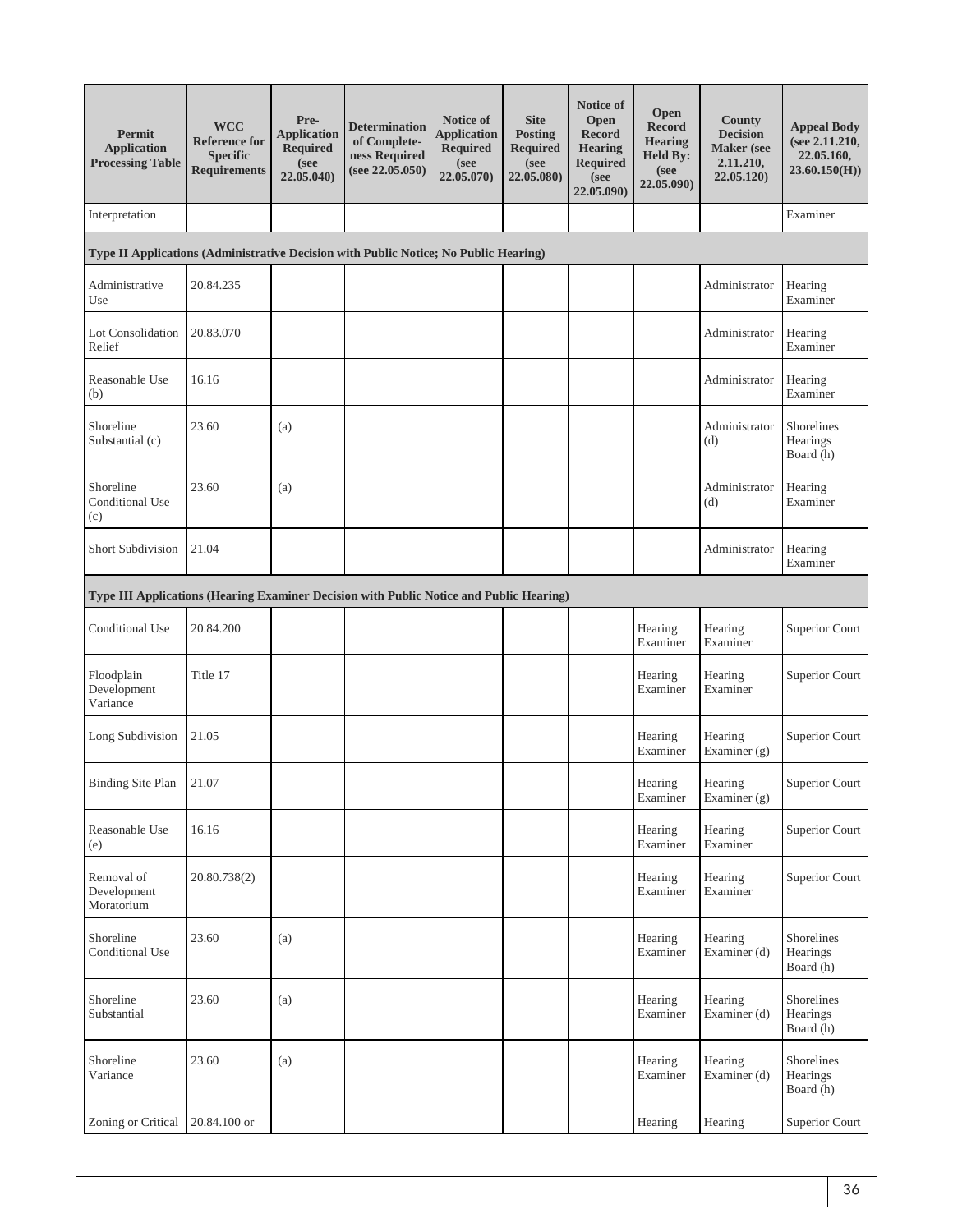| Permit Application Processing Table | WCC Reference for Specific Requirements | Pre-Application Required (see 22.05.040) | Determination of Completeness Required (see 22.05.050) | Notice of Application Required (see 22.05.070) | Site Posting Required (see 22.05.080) | Notice of Open Record Hearing Required (see 22.05.090) | Open Record Hearing Held By: (see 22.05.090) | County Decision Maker (see 2.11.210, 22.05.120) | Appeal Body (see 2.11.210, 22.05.160, 23.60.150(H)) |
|---|---|---|---|---|---|---|---|---|---|
| Interpretation | | | | | | | | | Examiner |
| **Type II Applications (Administrative Decision with Public Notice; No Public Hearing)** | | | | | | | | | |
| Administrative Use | 20.84.235 | | | | | | | Administrator | Hearing Examiner |
| Lot Consolidation Relief | 20.83.070 | | | | | | | Administrator | Hearing Examiner |
| Reasonable Use (b) | 16.16 | | | | | | | Administrator | Hearing Examiner |
| Shoreline Substantial (c) | 23.60 | (a) | | | | | | Administrator (d) | Shorelines Hearings Board (h) |
| Shoreline Conditional Use (c) | 23.60 | (a) | | | | | | Administrator (d) | Hearing Examiner |
| Short Subdivision | 21.04 | | | | | | | Administrator | Hearing Examiner |
| **Type III Applications (Hearing Examiner Decision with Public Notice and Public Hearing)** | | | | | | | | | |
| Conditional Use | 20.84.200 | | | | | | Hearing Examiner | Hearing Examiner | Superior Court |
| Floodplain Development Variance | Title 17 | | | | | | Hearing Examiner | Hearing Examiner | Superior Court |
| Long Subdivision | 21.05 | | | | | | Hearing Examiner | Hearing Examiner (g) | Superior Court |
| Binding Site Plan | 21.07 | | | | | | Hearing Examiner | Hearing Examiner (g) | Superior Court |
| Reasonable Use (e) | 16.16 | | | | | | Hearing Examiner | Hearing Examiner | Superior Court |
| Removal of Development Moratorium | 20.80.738(2) | | | | | | Hearing Examiner | Hearing Examiner | Superior Court |
| Shoreline Conditional Use | 23.60 | (a) | | | | | Hearing Examiner | Hearing Examiner (d) | Shorelines Hearings Board (h) |
| Shoreline Substantial | 23.60 | (a) | | | | | Hearing Examiner | Hearing Examiner (d) | Shorelines Hearings Board (h) |
| Shoreline Variance | 23.60 | (a) | | | | | Hearing Examiner | Hearing Examiner (d) | Shorelines Hearings Board (h) |
| Zoning or Critical | 20.84.100 or | | | | | | Hearing | Hearing | Superior Court |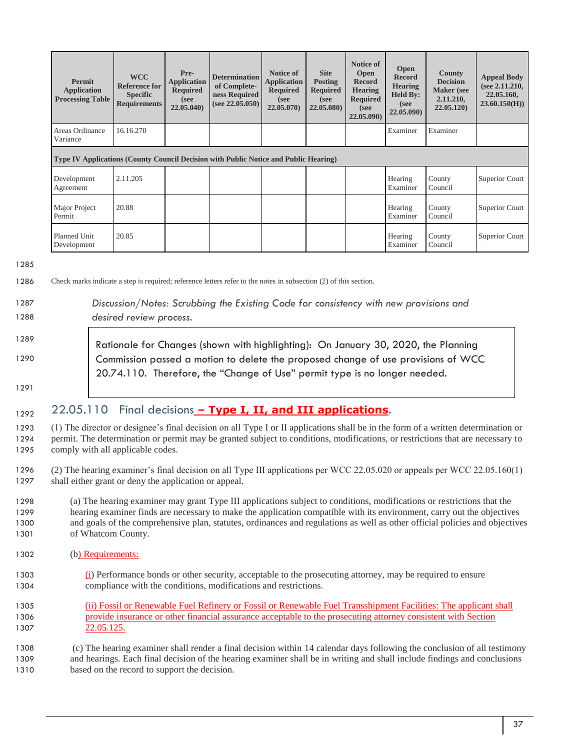| Permit Application Processing Table | WCC Reference for Specific Requirements | Pre-Application Required (see 22.05.040) | Determination of Completeness Required (see 22.05.050) | Notice of Application Required (see 22.05.070) | Site Posting Required (see 22.05.080) | Notice of Open Record Hearing Required (see 22.05.090) | Open Record Hearing Held By: (see 22.05.090) | County Decision Maker (see 2.11.210, 22.05.120) | Appeal Body (see 2.11.210, 22.05.160, 23.60.150(H)) |
|---|---|---|---|---|---|---|---|---|---|
| Areas Ordinance Variance | 16.16.270 | | | | | | Examiner | Examiner | |
| **Type IV Applications (County Council Decision with Public Notice and Public Hearing)** | | | | | | | | | |
| Development Agreement | 2.11.205 | | | | | | Hearing Examiner | County Council | Superior Court |
| Major Project Permit | 20.88 | | | | | | Hearing Examiner | County Council | Superior Court |
| Planned Unit Development | 20.85 | | | | | | Hearing Examiner | County Council | Superior Court |

Check marks indicate a step is required; reference letters refer to the notes in subsection (2) of this section.

*Discussion/Notes: Scrubbing the Existing Code for consistency with new provisions and desired review process.*

> Rationale for Changes (shown with highlighting): On January 30, 2020, the Planning Commission passed a motion to delete the proposed change of use provisions of WCC 20.74.110. Therefore, the "Change of Use" permit type is no longer needed.

## 22.05.110 Final decisions **– Type I, II, and III applications**.

(1) The director or designee's final decision on all Type I or II applications shall be in the form of a written determination or permit. The determination or permit may be granted subject to conditions, modifications, or restrictions that are necessary to comply with all applicable codes.

(2) The hearing examiner's final decision on all Type III applications per WCC 22.05.020 or appeals per WCC 22.05.160(1) shall either grant or deny the application or appeal.

(a) The hearing examiner may grant Type III applications subject to conditions, modifications or restrictions that the hearing examiner finds are necessary to make the application compatible with its environment, carry out the objectives and goals of the comprehensive plan, statutes, ordinances and regulations as well as other official policies and objectives of Whatcom County.

(b) Requirements:

(i) Performance bonds or other security, acceptable to the prosecuting attorney, may be required to ensure compliance with the conditions, modifications and restrictions.

(ii) Fossil or Renewable Fuel Refinery or Fossil or Renewable Fuel Transshipment Facilities: The applicant shall provide insurance or other financial assurance acceptable to the prosecuting attorney consistent with Section 22.05.125.

(c) The hearing examiner shall render a final decision within 14 calendar days following the conclusion of all testimony and hearings. Each final decision of the hearing examiner shall be in writing and shall include findings and conclusions based on the record to support the decision.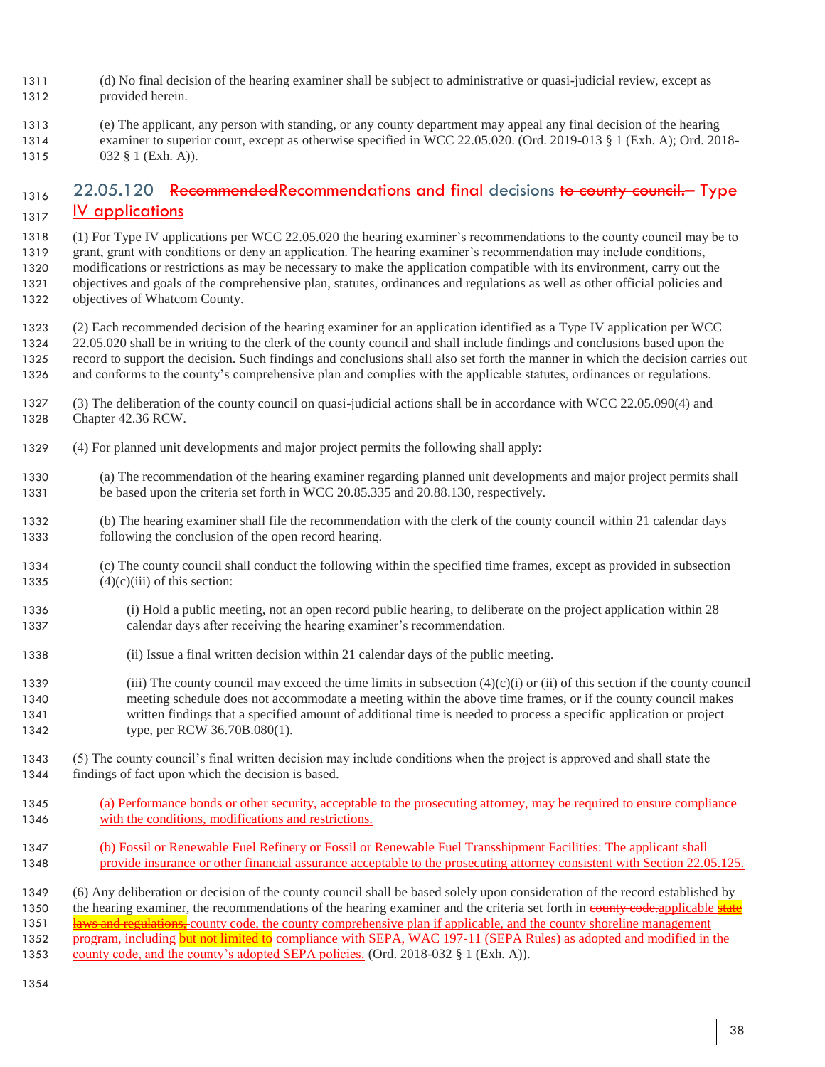(d) No final decision of the hearing examiner shall be subject to administrative or quasi-judicial review, except as provided herein.

(e) The applicant, any person with standing, or any county department may appeal any final decision of the hearing examiner to superior court, except as otherwise specified in WCC 22.05.020. (Ord. 2019-013 § 1 (Exh. A); Ord. 2018-032 § 1 (Exh. A)).

## 22.05.120 ~~Recommended~~Recommendations and final decisions ~~to county council.~~– Type IV applications

(1) For Type IV applications per WCC 22.05.020 the hearing examiner's recommendations to the county council may be to grant, grant with conditions or deny an application. The hearing examiner's recommendation may include conditions, modifications or restrictions as may be necessary to make the application compatible with its environment, carry out the objectives and goals of the comprehensive plan, statutes, ordinances and regulations as well as other official policies and objectives of Whatcom County.

(2) Each recommended decision of the hearing examiner for an application identified as a Type IV application per WCC 22.05.020 shall be in writing to the clerk of the county council and shall include findings and conclusions based upon the record to support the decision. Such findings and conclusions shall also set forth the manner in which the decision carries out and conforms to the county's comprehensive plan and complies with the applicable statutes, ordinances or regulations.

(3) The deliberation of the county council on quasi-judicial actions shall be in accordance with WCC 22.05.090(4) and Chapter 42.36 RCW.

(4) For planned unit developments and major project permits the following shall apply:

(a) The recommendation of the hearing examiner regarding planned unit developments and major project permits shall be based upon the criteria set forth in WCC 20.85.335 and 20.88.130, respectively.

(b) The hearing examiner shall file the recommendation with the clerk of the county council within 21 calendar days following the conclusion of the open record hearing.

(c) The county council shall conduct the following within the specified time frames, except as provided in subsection (4)(c)(iii) of this section:

(i) Hold a public meeting, not an open record public hearing, to deliberate on the project application within 28 calendar days after receiving the hearing examiner's recommendation.

(ii) Issue a final written decision within 21 calendar days of the public meeting.

(iii) The county council may exceed the time limits in subsection (4)(c)(i) or (ii) of this section if the county council meeting schedule does not accommodate a meeting within the above time frames, or if the county council makes written findings that a specified amount of additional time is needed to process a specific application or project type, per RCW 36.70B.080(1).

(5) The county council's final written decision may include conditions when the project is approved and shall state the findings of fact upon which the decision is based.

(a) Performance bonds or other security, acceptable to the prosecuting attorney, may be required to ensure compliance with the conditions, modifications and restrictions.

(b) Fossil or Renewable Fuel Refinery or Fossil or Renewable Fuel Transshipment Facilities: The applicant shall provide insurance or other financial assurance acceptable to the prosecuting attorney consistent with Section 22.05.125.

(6) Any deliberation or decision of the county council shall be based solely upon consideration of the record established by the hearing examiner, the recommendations of the hearing examiner and the criteria set forth in ~~county code.~~applicable ~~state laws and regulations,~~ county code, the county comprehensive plan if applicable, and the county shoreline management program, including ~~but not limited to~~ compliance with SEPA, WAC 197-11 (SEPA Rules) as adopted and modified in the county code, and the county's adopted SEPA policies. (Ord. 2018-032 § 1 (Exh. A)).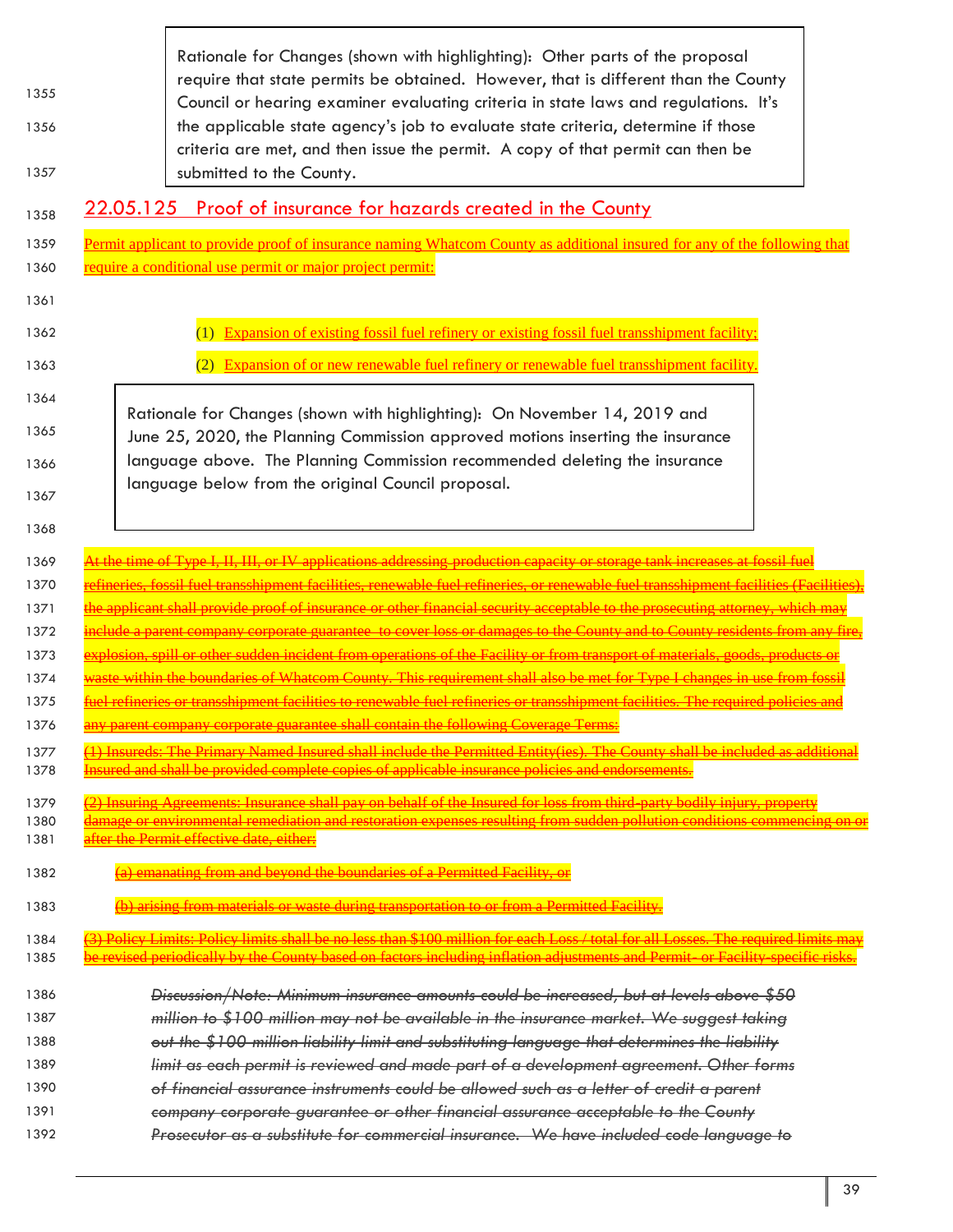Rationale for Changes (shown with highlighting): Other parts of the proposal require that state permits be obtained. However, that is different than the County Council or hearing examiner evaluating criteria in state laws and regulations. It's the applicable state agency's job to evaluate state criteria, determine if those criteria are met, and then issue the permit. A copy of that permit can then be submitted to the County.

## 22.05.125 Proof of insurance for hazards created in the County

Permit applicant to provide proof of insurance naming Whatcom County as additional insured for any of the following that require a conditional use permit or major project permit:

(1) Expansion of existing fossil fuel refinery or existing fossil fuel transshipment facility;

(2) Expansion of or new renewable fuel refinery or renewable fuel transshipment facility.

Rationale for Changes (shown with highlighting): On November 14, 2019 and June 25, 2020, the Planning Commission approved motions inserting the insurance language above. The Planning Commission recommended deleting the insurance language below from the original Council proposal.

~~At the time of Type I, II, III, or IV applications addressing production capacity or storage tank increases at fossil fuel refineries, fossil fuel transshipment facilities, renewable fuel refineries, or renewable fuel transshipment facilities (Facilities), the applicant shall provide proof of insurance or other financial security acceptable to the prosecuting attorney, which may include a parent company corporate guarantee to cover loss or damages to the County and to County residents from any fire, explosion, spill or other sudden incident from operations of the Facility or from transport of materials, goods, products or waste within the boundaries of Whatcom County. This requirement shall also be met for Type I changes in use from fossil fuel refineries or transshipment facilities to renewable fuel refineries or transshipment facilities. The required policies and any parent company corporate guarantee shall contain the following Coverage Terms:~~

~~(1) Insureds: The Primary Named Insured shall include the Permitted Entity(ies). The County shall be included as additional Insured and shall be provided complete copies of applicable insurance policies and endorsements.~~

~~(2) Insuring Agreements: Insurance shall pay on behalf of the Insured for loss from third-party bodily injury, property damage or environmental remediation and restoration expenses resulting from sudden pollution conditions commencing on or after the Permit effective date, either:~~

~~(a) emanating from and beyond the boundaries of a Permitted Facility, or~~

~~(b) arising from materials or waste during transportation to or from a Permitted Facility.~~

~~(3) Policy Limits: Policy limits shall be no less than $100 million for each Loss / total for all Losses. The required limits may be revised periodically by the County based on factors including inflation adjustments and Permit- or Facility-specific risks.~~

~~*Discussion/Note: Minimum insurance amounts could be increased, but at levels above $50 million to $100 million may not be available in the insurance market. We suggest taking out the $100 million liability limit and substituting language that determines the liability limit as each permit is reviewed and made part of a development agreement. Other forms of financial assurance instruments could be allowed such as a letter of credit a parent company corporate guarantee or other financial assurance acceptable to the County Prosecutor as a substitute for commercial insurance. We have included code language to*~~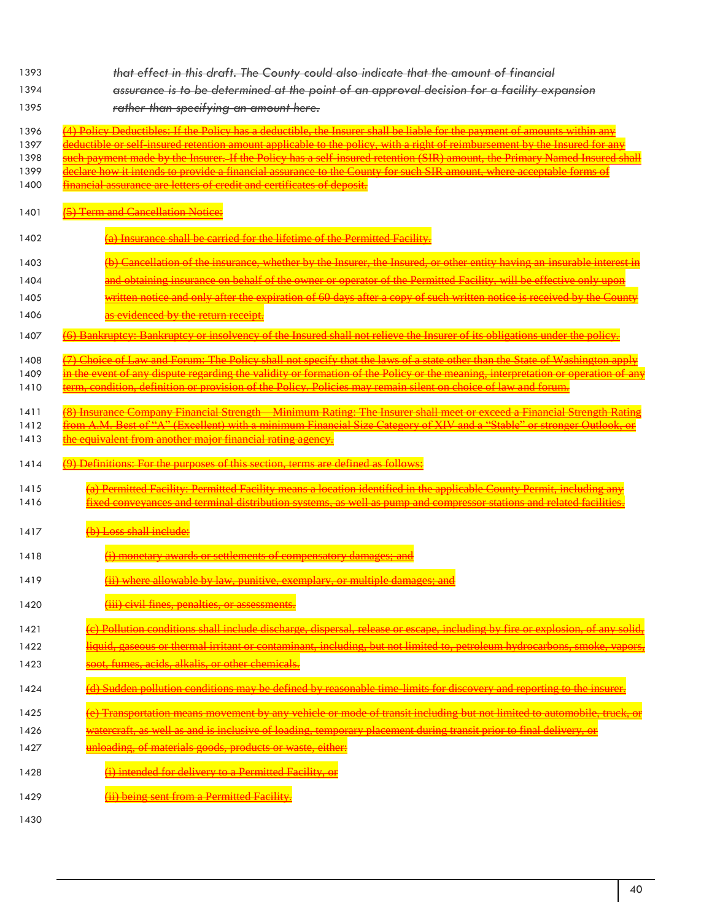~~*that effect in this draft. The County could also indicate that the amount of financial assurance is to be determined at the point of an approval decision for a facility expansion rather than specifying an amount here.*~~

~~(4) Policy Deductibles: If the Policy has a deductible, the Insurer shall be liable for the payment of amounts within any deductible or self-insured retention amount applicable to the policy, with a right of reimbursement by the Insured for any such payment made by the Insurer. If the Policy has a self-insured retention (SIR) amount, the Primary Named Insured shall declare how it intends to provide a financial assurance to the County for such SIR amount, where acceptable forms of financial assurance are letters of credit and certificates of deposit.~~

~~(5) Term and Cancellation Notice:~~

~~(a) Insurance shall be carried for the lifetime of the Permitted Facility.~~

~~(b) Cancellation of the insurance, whether by the Insurer, the Insured, or other entity having an insurable interest in and obtaining insurance on behalf of the owner or operator of the Permitted Facility, will be effective only upon written notice and only after the expiration of 60 days after a copy of such written notice is received by the County as evidenced by the return receipt.~~

~~(6) Bankruptcy: Bankruptcy or insolvency of the Insured shall not relieve the Insurer of its obligations under the policy.~~

~~(7) Choice of Law and Forum: The Policy shall not specify that the laws of a state other than the State of Washington apply in the event of any dispute regarding the validity or formation of the Policy or the meaning, interpretation or operation of any term, condition, definition or provision of the Policy. Policies may remain silent on choice of law and forum.~~

~~(8) Insurance Company Financial Strength – Minimum Rating: The Insurer shall meet or exceed a Financial Strength Rating from A.M. Best of "A" (Excellent) with a minimum Financial Size Category of XIV and a "Stable" or stronger Outlook, or the equivalent from another major financial rating agency.~~

~~(9) Definitions: For the purposes of this section, terms are defined as follows:~~

~~(a) Permitted Facility: Permitted Facility means a location identified in the applicable County Permit, including any fixed conveyances and terminal distribution systems, as well as pump and compressor stations and related facilities.~~

~~(b) Loss shall include:~~

~~(i) monetary awards or settlements of compensatory damages; and~~

~~(ii) where allowable by law, punitive, exemplary, or multiple damages; and~~

~~(iii) civil fines, penalties, or assessments.~~

~~(c) Pollution conditions shall include discharge, dispersal, release or escape, including by fire or explosion, of any solid, liquid, gaseous or thermal irritant or contaminant, including, but not limited to, petroleum hydrocarbons, smoke, vapors, soot, fumes, acids, alkalis, or other chemicals.~~

~~(d) Sudden pollution conditions may be defined by reasonable time-limits for discovery and reporting to the insurer.~~

~~(e) Transportation means movement by any vehicle or mode of transit including but not limited to automobile, truck, or watercraft, as well as and is inclusive of loading, temporary placement during transit prior to final delivery, or unloading, of materials goods, products or waste, either:~~

~~(i) intended for delivery to a Permitted Facility, or~~

~~(ii) being sent from a Permitted Facility.~~